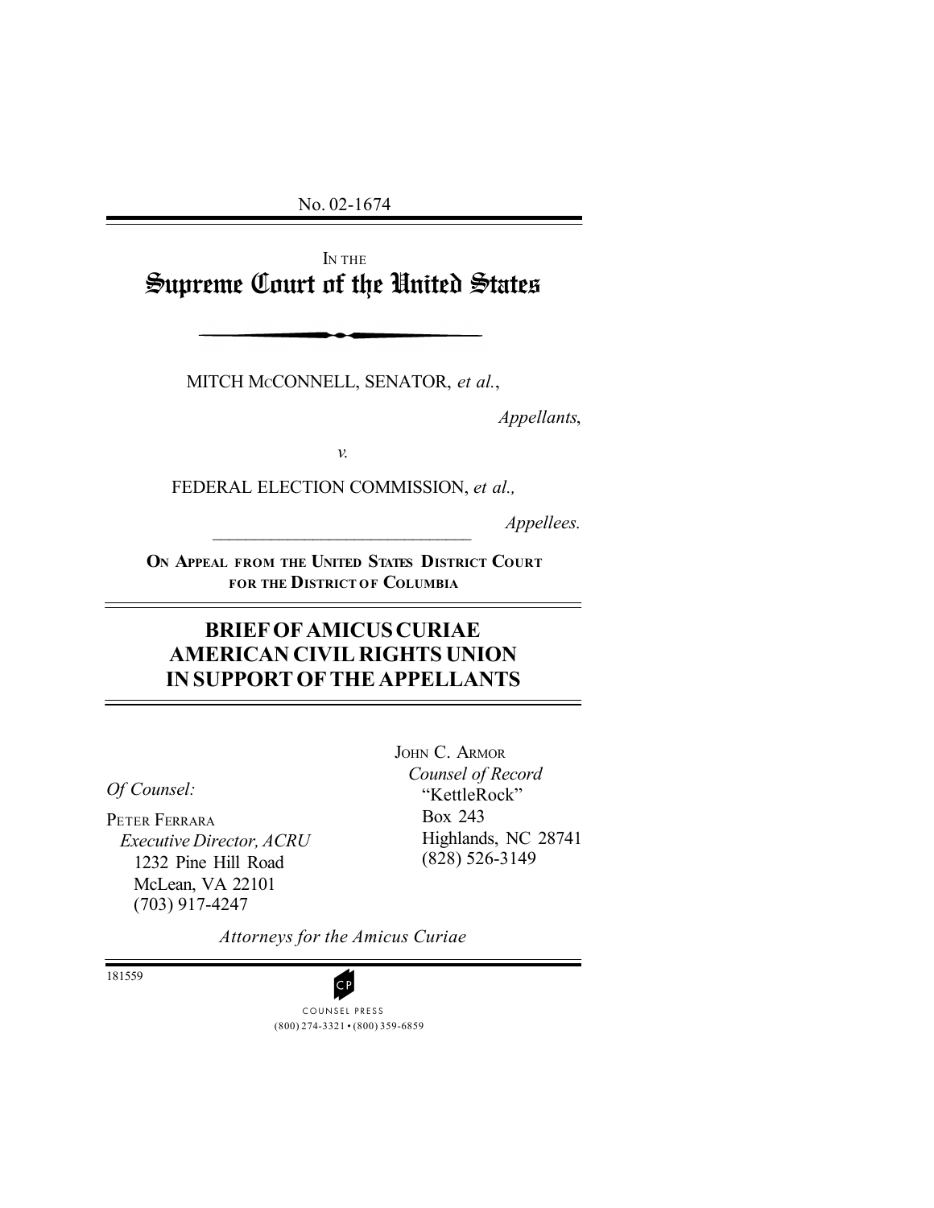No. 02-1674

IN THE

# Supreme Court of the United States

MITCH McCONNELL, SENATOR, *et al.*,

*Appellants*,

*v.*

FEDERAL ELECTION COMMISSION, *et al.,*

*Appellees.*

**ON APPEAL FROM THE UNITED STATES DISTRICT COURT FOR THE DISTRICT OF COLUMBIA**

## BRIEF OF AMICUS CURIAE AMERICAN CIVIL RIGHTS UNION IN SUPPORT OF THE APPELLANTS

*Of Counsel:*

PETER FERRARA
*Executive Director, ACRU*
1232 Pine Hill Road
McLean, VA 22101
(703) 917-4247

JOHN C. ARMOR
*Counsel of Record*
"KettleRock"
Box 243
Highlands, NC 28741
(828) 526-3149

*Attorneys for the Amicus Curiae*

181559

COUNSEL PRESS
(800) 274-3321 • (800) 359-6859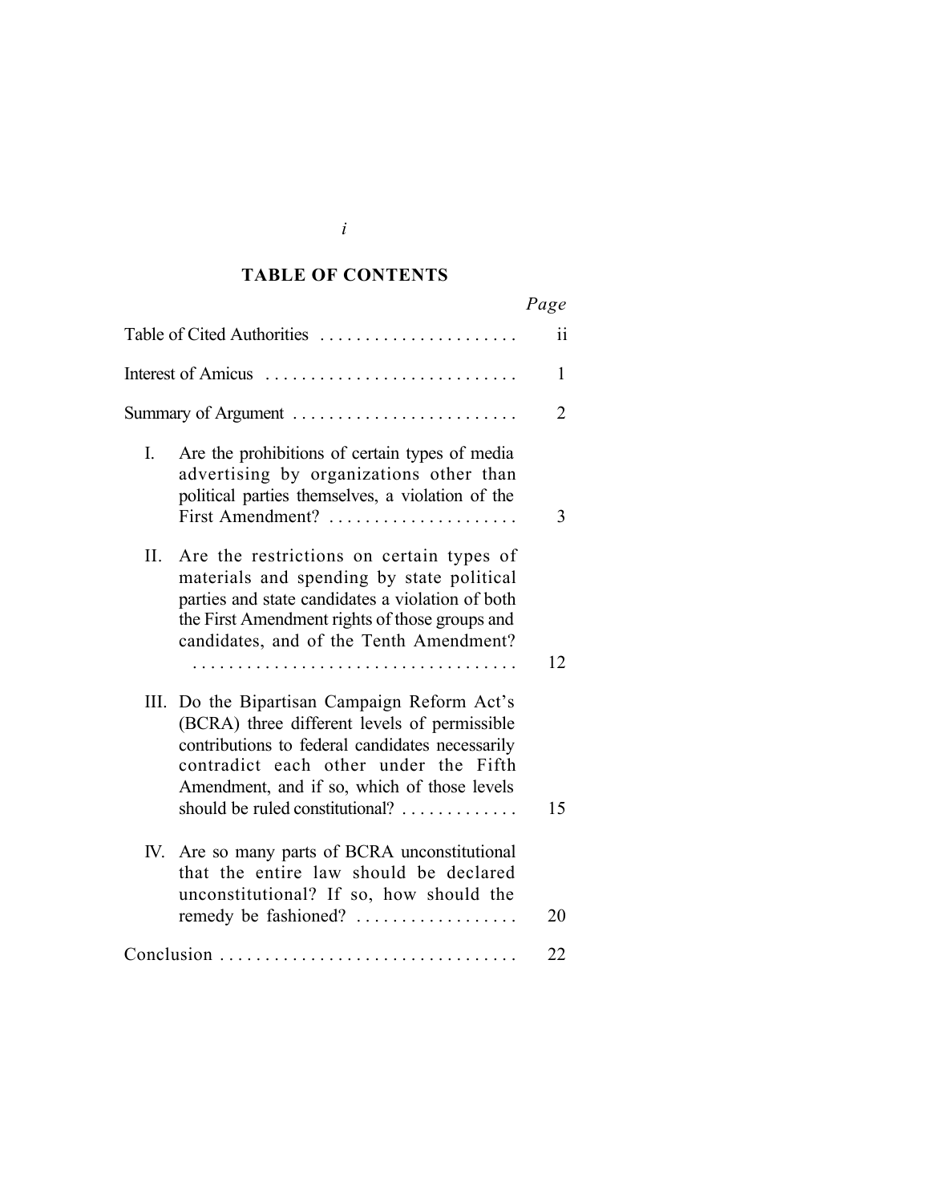# TABLE OF CONTENTS

| | *Page* |
|---|---|
| Table of Cited Authorities | ii |
| Interest of Amicus | 1 |
| Summary of Argument | 2 |
| I. Are the prohibitions of certain types of media advertising by organizations other than political parties themselves, a violation of the First Amendment? | 3 |
| II. Are the restrictions on certain types of materials and spending by state political parties and state candidates a violation of both the First Amendment rights of those groups and candidates, and of the Tenth Amendment? | 12 |
| III. Do the Bipartisan Campaign Reform Act's (BCRA) three different levels of permissible contributions to federal candidates necessarily contradict each other under the Fifth Amendment, and if so, which of those levels should be ruled constitutional? | 15 |
| IV. Are so many parts of BCRA unconstitutional that the entire law should be declared unconstitutional? If so, how should the remedy be fashioned? | 20 |
| Conclusion | 22 |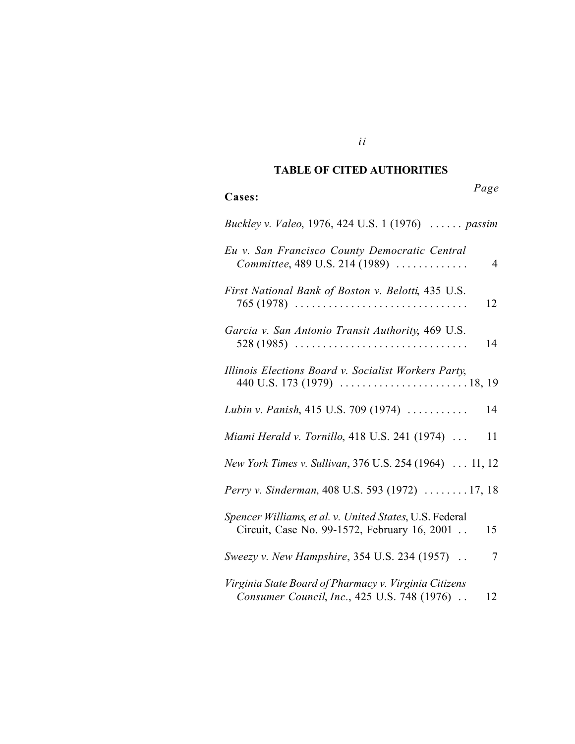## TABLE OF CITED AUTHORITIES

**Cases:** *Page*

*Buckley v. Valeo*, 1976, 424 U.S. 1 (1976) . . . . . . *passim*

*Eu v. San Francisco County Democratic Central Committee*, 489 U.S. 214 (1989) . . . . . . . . . . . . . 4

*First National Bank of Boston v. Belotti*, 435 U.S. 765 (1978) . . . . . . . . . . . . . . . . . . . . . . . . . . . . . . . 12

*Garcia v. San Antonio Transit Authority*, 469 U.S. 528 (1985) . . . . . . . . . . . . . . . . . . . . . . . . . . . . . . . 14

*Illinois Elections Board v. Socialist Workers Party*, 440 U.S. 173 (1979) . . . . . . . . . . . . . . . . . . . . . . . 18, 19

*Lubin v. Panish*, 415 U.S. 709 (1974) . . . . . . . . . . . 14

*Miami Herald v. Tornillo*, 418 U.S. 241 (1974) . . . 11

*New York Times v. Sullivan*, 376 U.S. 254 (1964) . . . 11, 12

*Perry v. Sinderman*, 408 U.S. 593 (1972) . . . . . . . . 17, 18

*Spencer Williams, et al. v. United States*, U.S. Federal Circuit, Case No. 99-1572, February 16, 2001 . . 15

*Sweezy v. New Hampshire*, 354 U.S. 234 (1957) . . 7

*Virginia State Board of Pharmacy v. Virginia Citizens Consumer Council, Inc.*, 425 U.S. 748 (1976) . . 12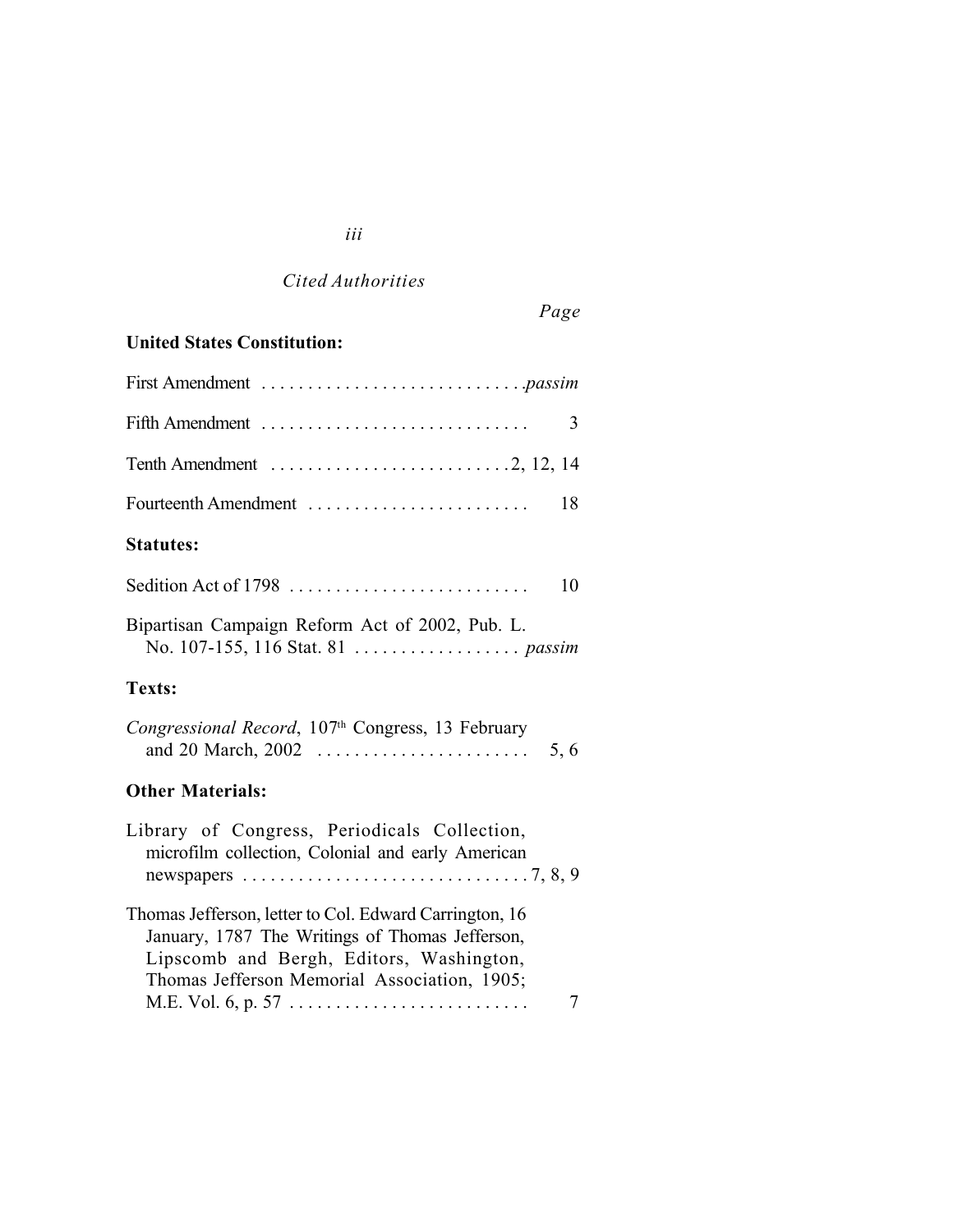*Cited Authorities*

*Page*

**United States Constitution:**

First Amendment . . . . . . . . . . . . . . . . . . . . . . . . . . . . *passim*

Fifth Amendment . . . . . . . . . . . . . . . . . . . . . . . . . . . . 3

Tenth Amendment . . . . . . . . . . . . . . . . . . . . . . . . . . 2, 12, 14

Fourteenth Amendment . . . . . . . . . . . . . . . . . . . . . . . . 18

**Statutes:**

Sedition Act of 1798 . . . . . . . . . . . . . . . . . . . . . . . . . . 10

Bipartisan Campaign Reform Act of 2002, Pub. L. No. 107-155, 116 Stat. 81 . . . . . . . . . . . . . . . . . . *passim*

**Texts:**

*Congressional Record*, 107th Congress, 13 February and 20 March, 2002 . . . . . . . . . . . . . . . . . . . . . . . 5, 6

**Other Materials:**

Library of Congress, Periodicals Collection, microfilm collection, Colonial and early American newspapers . . . . . . . . . . . . . . . . . . . . . . . . . . . . . . 7, 8, 9

Thomas Jefferson, letter to Col. Edward Carrington, 16 January, 1787 The Writings of Thomas Jefferson, Lipscomb and Bergh, Editors, Washington, Thomas Jefferson Memorial Association, 1905; M.E. Vol. 6, p. 57 . . . . . . . . . . . . . . . . . . . . . . . . . . 7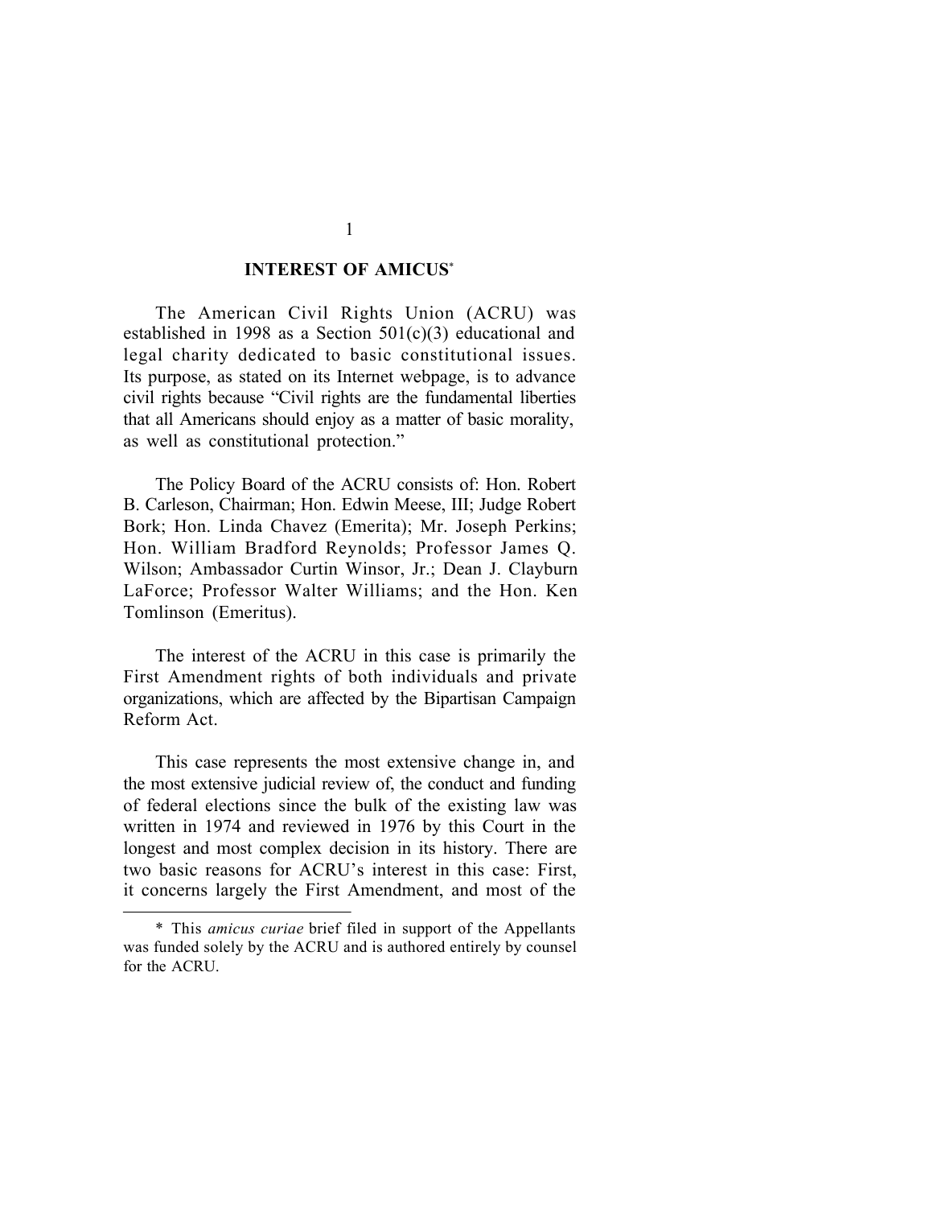## INTEREST OF AMICUS[*]

The American Civil Rights Union (ACRU) was established in 1998 as a Section 501(c)(3) educational and legal charity dedicated to basic constitutional issues. Its purpose, as stated on its Internet webpage, is to advance civil rights because "Civil rights are the fundamental liberties that all Americans should enjoy as a matter of basic morality, as well as constitutional protection."

The Policy Board of the ACRU consists of: Hon. Robert B. Carleson, Chairman; Hon. Edwin Meese, III; Judge Robert Bork; Hon. Linda Chavez (Emerita); Mr. Joseph Perkins; Hon. William Bradford Reynolds; Professor James Q. Wilson; Ambassador Curtin Winsor, Jr.; Dean J. Clayburn LaForce; Professor Walter Williams; and the Hon. Ken Tomlinson (Emeritus).

The interest of the ACRU in this case is primarily the First Amendment rights of both individuals and private organizations, which are affected by the Bipartisan Campaign Reform Act.

This case represents the most extensive change in, and the most extensive judicial review of, the conduct and funding of federal elections since the bulk of the existing law was written in 1974 and reviewed in 1976 by this Court in the longest and most complex decision in its history. There are two basic reasons for ACRU's interest in this case: First, it concerns largely the First Amendment, and most of the

---

[*] This *amicus curiae* brief filed in support of the Appellants was funded solely by the ACRU and is authored entirely by counsel for the ACRU.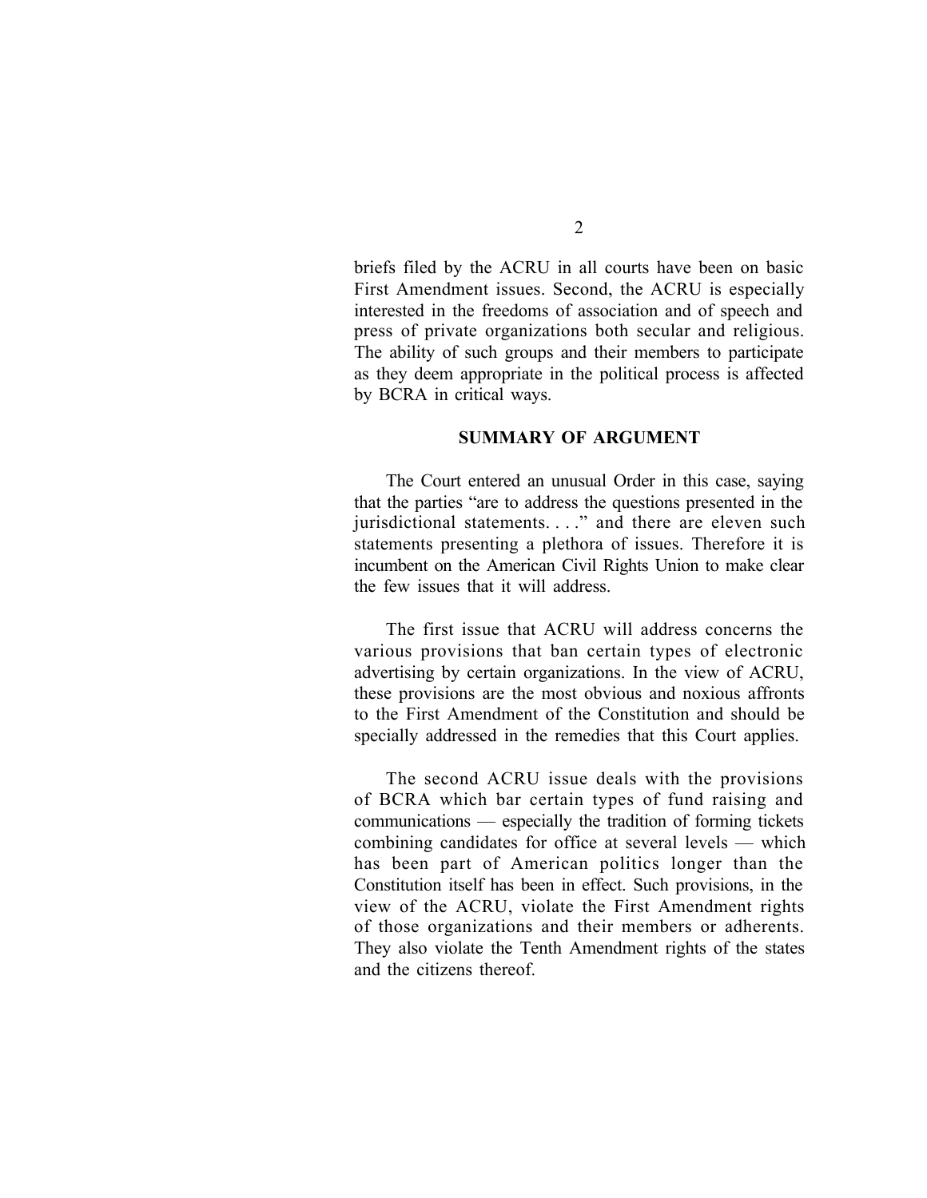briefs filed by the ACRU in all courts have been on basic First Amendment issues. Second, the ACRU is especially interested in the freedoms of association and of speech and press of private organizations both secular and religious. The ability of such groups and their members to participate as they deem appropriate in the political process is affected by BCRA in critical ways.

## SUMMARY OF ARGUMENT

The Court entered an unusual Order in this case, saying that the parties "are to address the questions presented in the jurisdictional statements. . . ." and there are eleven such statements presenting a plethora of issues. Therefore it is incumbent on the American Civil Rights Union to make clear the few issues that it will address.

The first issue that ACRU will address concerns the various provisions that ban certain types of electronic advertising by certain organizations. In the view of ACRU, these provisions are the most obvious and noxious affronts to the First Amendment of the Constitution and should be specially addressed in the remedies that this Court applies.

The second ACRU issue deals with the provisions of BCRA which bar certain types of fund raising and communications — especially the tradition of forming tickets combining candidates for office at several levels — which has been part of American politics longer than the Constitution itself has been in effect. Such provisions, in the view of the ACRU, violate the First Amendment rights of those organizations and their members or adherents. They also violate the Tenth Amendment rights of the states and the citizens thereof.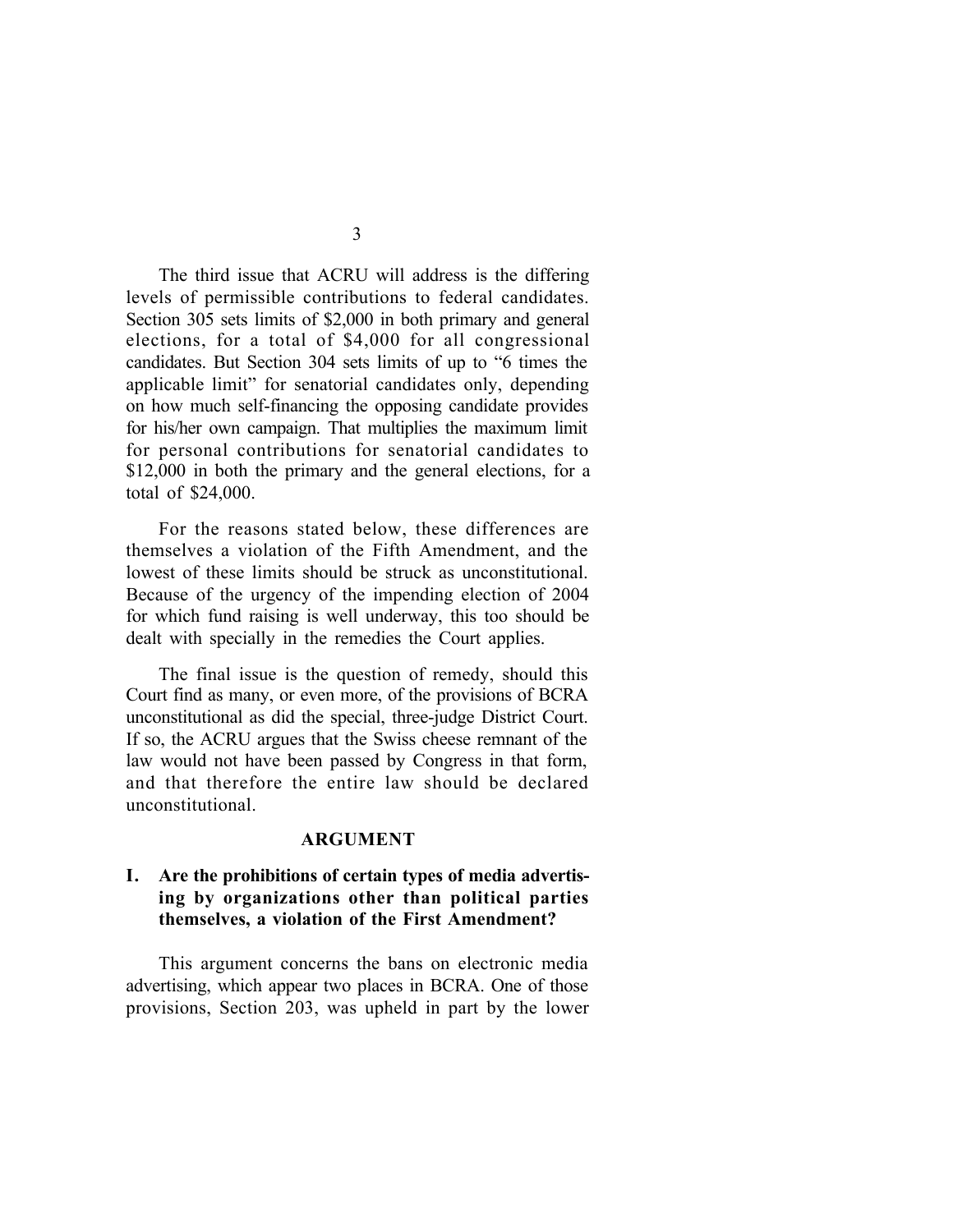The third issue that ACRU will address is the differing levels of permissible contributions to federal candidates. Section 305 sets limits of $2,000 in both primary and general elections, for a total of $4,000 for all congressional candidates. But Section 304 sets limits of up to "6 times the applicable limit" for senatorial candidates only, depending on how much self-financing the opposing candidate provides for his/her own campaign. That multiplies the maximum limit for personal contributions for senatorial candidates to $12,000 in both the primary and the general elections, for a total of $24,000.

For the reasons stated below, these differences are themselves a violation of the Fifth Amendment, and the lowest of these limits should be struck as unconstitutional. Because of the urgency of the impending election of 2004 for which fund raising is well underway, this too should be dealt with specially in the remedies the Court applies.

The final issue is the question of remedy, should this Court find as many, or even more, of the provisions of BCRA unconstitutional as did the special, three-judge District Court. If so, the ACRU argues that the Swiss cheese remnant of the law would not have been passed by Congress in that form, and that therefore the entire law should be declared unconstitutional.

## ARGUMENT

### I. Are the prohibitions of certain types of media advertising by organizations other than political parties themselves, a violation of the First Amendment?

This argument concerns the bans on electronic media advertising, which appear two places in BCRA. One of those provisions, Section 203, was upheld in part by the lower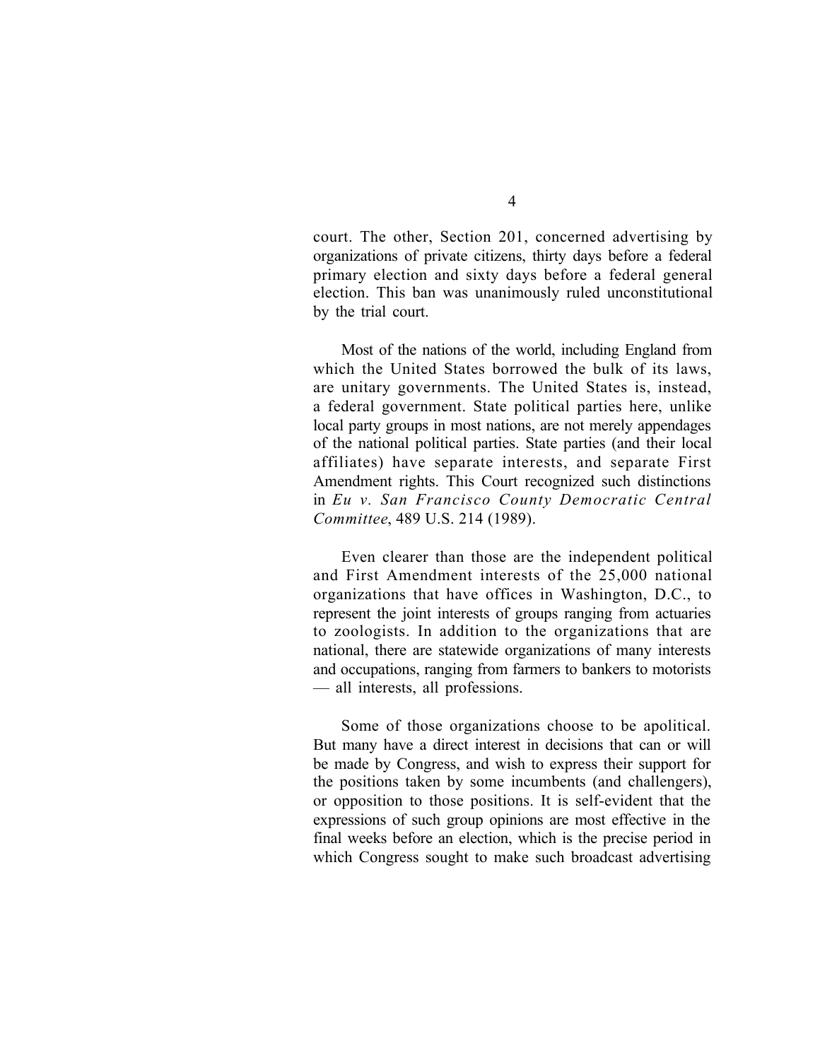court. The other, Section 201, concerned advertising by organizations of private citizens, thirty days before a federal primary election and sixty days before a federal general election. This ban was unanimously ruled unconstitutional by the trial court.

Most of the nations of the world, including England from which the United States borrowed the bulk of its laws, are unitary governments. The United States is, instead, a federal government. State political parties here, unlike local party groups in most nations, are not merely appendages of the national political parties. State parties (and their local affiliates) have separate interests, and separate First Amendment rights. This Court recognized such distinctions in *Eu v. San Francisco County Democratic Central Committee*, 489 U.S. 214 (1989).

Even clearer than those are the independent political and First Amendment interests of the 25,000 national organizations that have offices in Washington, D.C., to represent the joint interests of groups ranging from actuaries to zoologists. In addition to the organizations that are national, there are statewide organizations of many interests and occupations, ranging from farmers to bankers to motorists — all interests, all professions.

Some of those organizations choose to be apolitical. But many have a direct interest in decisions that can or will be made by Congress, and wish to express their support for the positions taken by some incumbents (and challengers), or opposition to those positions. It is self-evident that the expressions of such group opinions are most effective in the final weeks before an election, which is the precise period in which Congress sought to make such broadcast advertising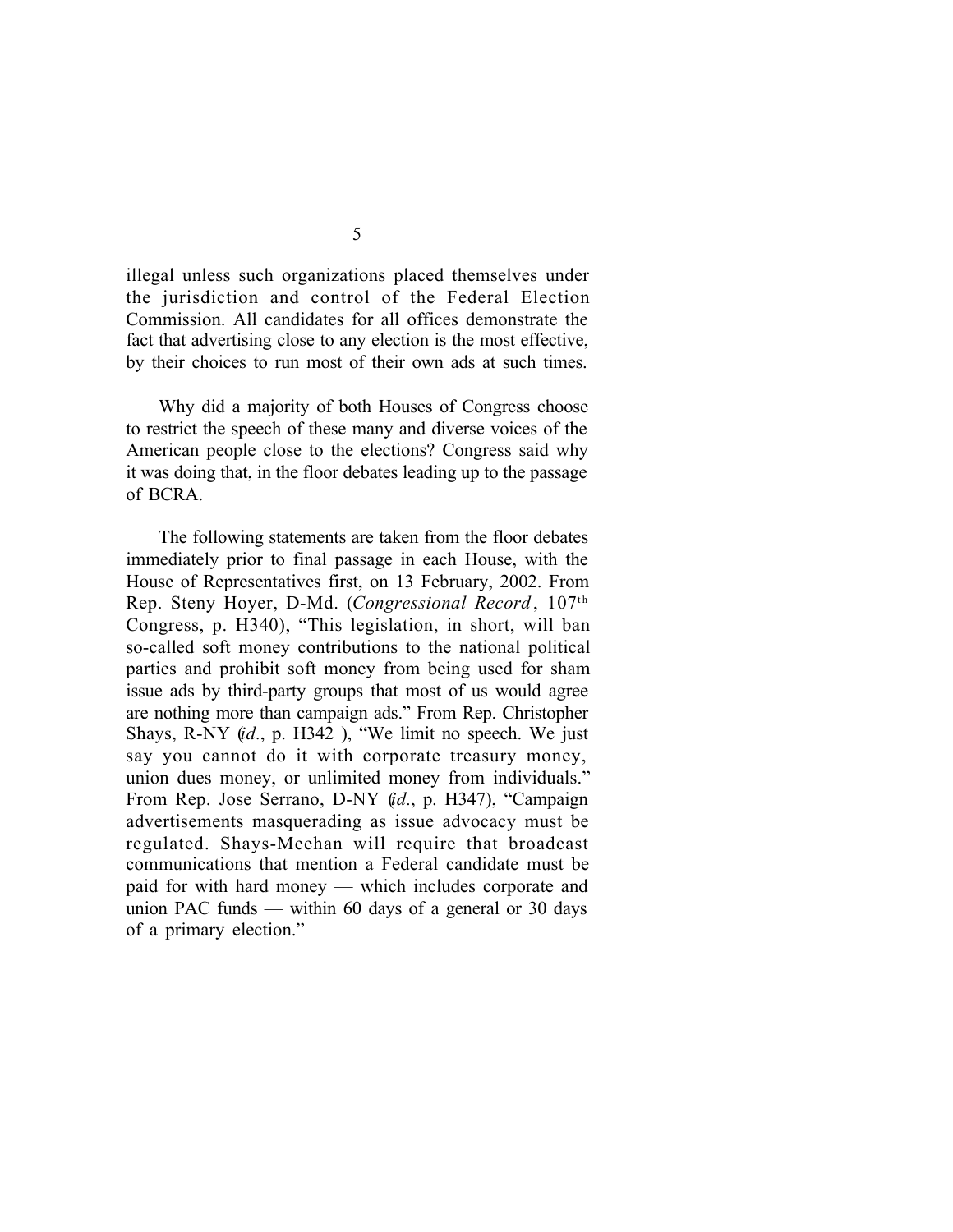illegal unless such organizations placed themselves under the jurisdiction and control of the Federal Election Commission. All candidates for all offices demonstrate the fact that advertising close to any election is the most effective, by their choices to run most of their own ads at such times.

Why did a majority of both Houses of Congress choose to restrict the speech of these many and diverse voices of the American people close to the elections? Congress said why it was doing that, in the floor debates leading up to the passage of BCRA.

The following statements are taken from the floor debates immediately prior to final passage in each House, with the House of Representatives first, on 13 February, 2002. From Rep. Steny Hoyer, D-Md. (*Congressional Record*, 107th Congress, p. H340), "This legislation, in short, will ban so-called soft money contributions to the national political parties and prohibit soft money from being used for sham issue ads by third-party groups that most of us would agree are nothing more than campaign ads." From Rep. Christopher Shays, R-NY (*id.*, p. H342 ), "We limit no speech. We just say you cannot do it with corporate treasury money, union dues money, or unlimited money from individuals." From Rep. Jose Serrano, D-NY (*id.*, p. H347), "Campaign advertisements masquerading as issue advocacy must be regulated. Shays-Meehan will require that broadcast communications that mention a Federal candidate must be paid for with hard money — which includes corporate and union PAC funds — within 60 days of a general or 30 days of a primary election."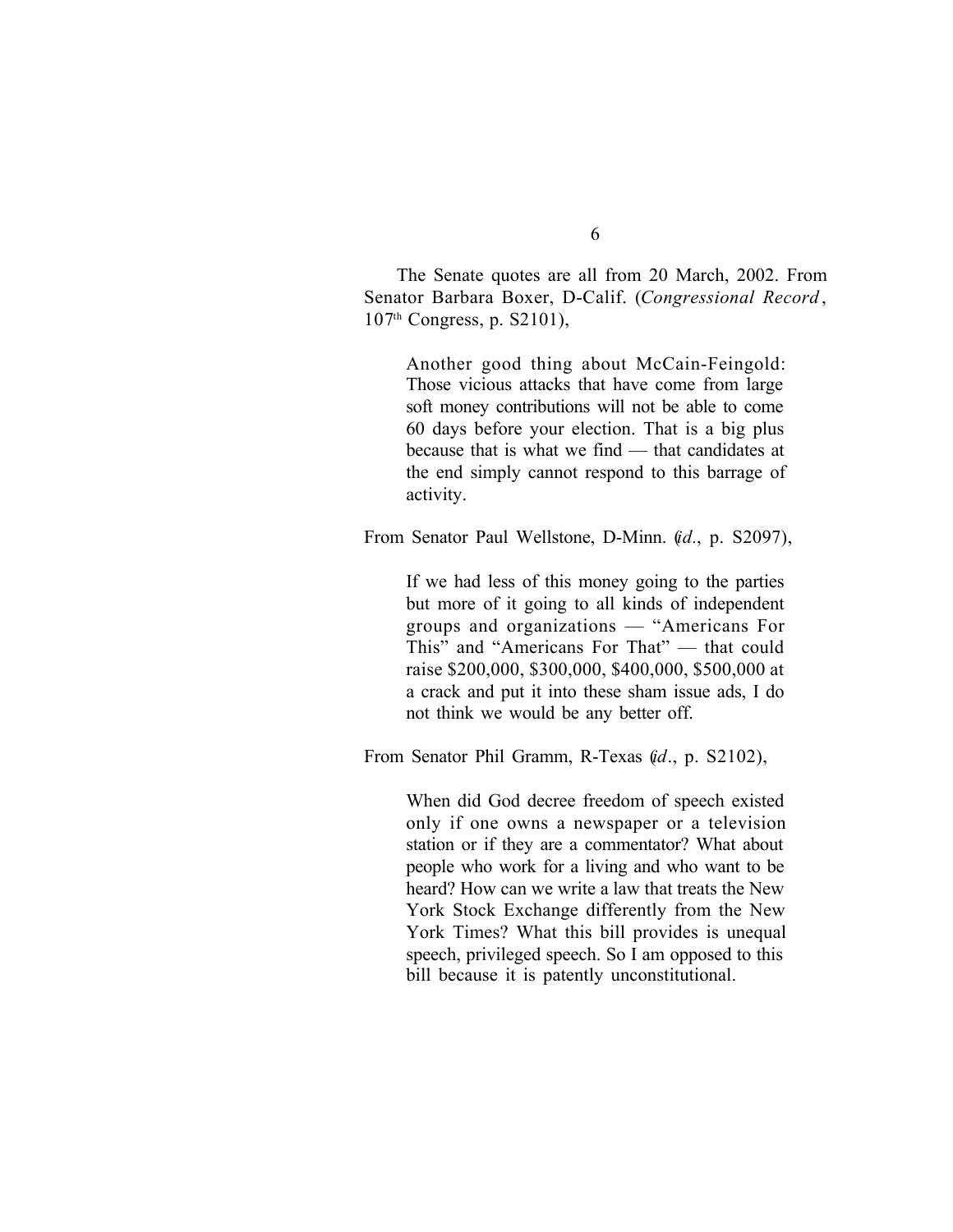The Senate quotes are all from 20 March, 2002. From Senator Barbara Boxer, D-Calif. (*Congressional Record*, 107th Congress, p. S2101),

> Another good thing about McCain-Feingold: Those vicious attacks that have come from large soft money contributions will not be able to come 60 days before your election. That is a big plus because that is what we find — that candidates at the end simply cannot respond to this barrage of activity.

From Senator Paul Wellstone, D-Minn. (*id*., p. S2097),

> If we had less of this money going to the parties but more of it going to all kinds of independent groups and organizations — "Americans For This" and "Americans For That" — that could raise $200,000, $300,000, $400,000, $500,000 at a crack and put it into these sham issue ads, I do not think we would be any better off.

From Senator Phil Gramm, R-Texas (*id*., p. S2102),

> When did God decree freedom of speech existed only if one owns a newspaper or a television station or if they are a commentator? What about people who work for a living and who want to be heard? How can we write a law that treats the New York Stock Exchange differently from the New York Times? What this bill provides is unequal speech, privileged speech. So I am opposed to this bill because it is patently unconstitutional.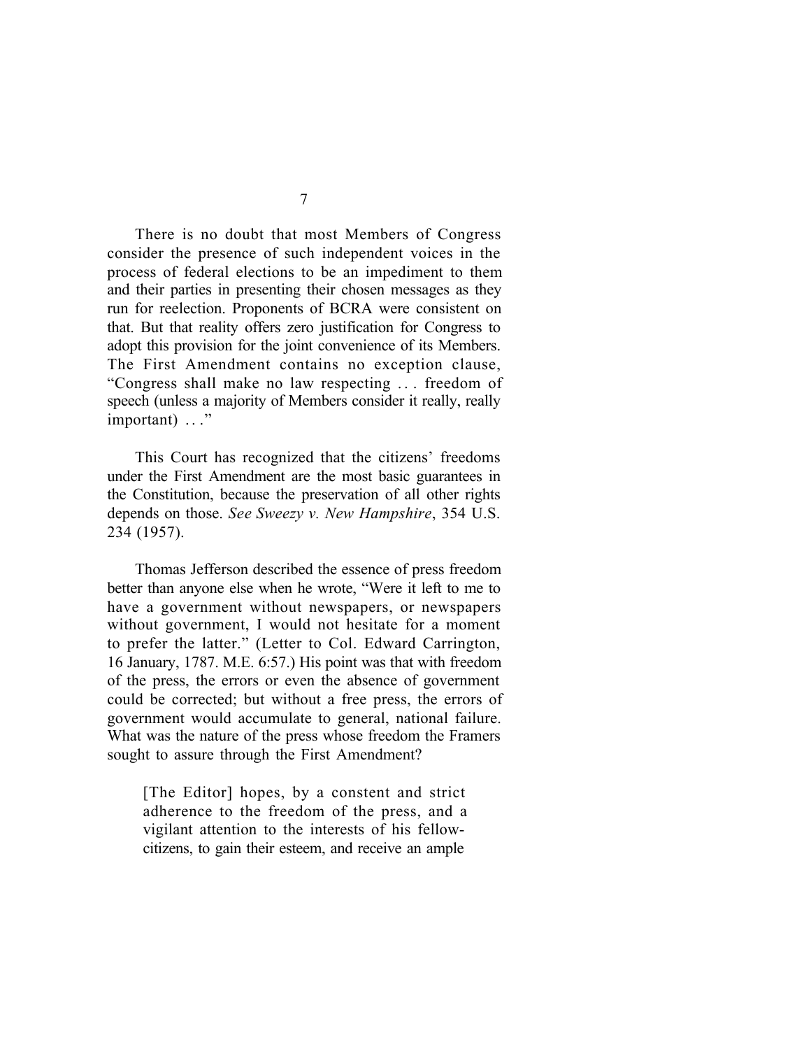There is no doubt that most Members of Congress consider the presence of such independent voices in the process of federal elections to be an impediment to them and their parties in presenting their chosen messages as they run for reelection. Proponents of BCRA were consistent on that. But that reality offers zero justification for Congress to adopt this provision for the joint convenience of its Members. The First Amendment contains no exception clause, "Congress shall make no law respecting . . . freedom of speech (unless a majority of Members consider it really, really important) . . ."

This Court has recognized that the citizens' freedoms under the First Amendment are the most basic guarantees in the Constitution, because the preservation of all other rights depends on those. *See Sweezy v. New Hampshire*, 354 U.S. 234 (1957).

Thomas Jefferson described the essence of press freedom better than anyone else when he wrote, "Were it left to me to have a government without newspapers, or newspapers without government, I would not hesitate for a moment to prefer the latter." (Letter to Col. Edward Carrington, 16 January, 1787. M.E. 6:57.) His point was that with freedom of the press, the errors or even the absence of government could be corrected; but without a free press, the errors of government would accumulate to general, national failure. What was the nature of the press whose freedom the Framers sought to assure through the First Amendment?

> [The Editor] hopes, by a constent and strict adherence to the freedom of the press, and a vigilant attention to the interests of his fellow-citizens, to gain their esteem, and receive an ample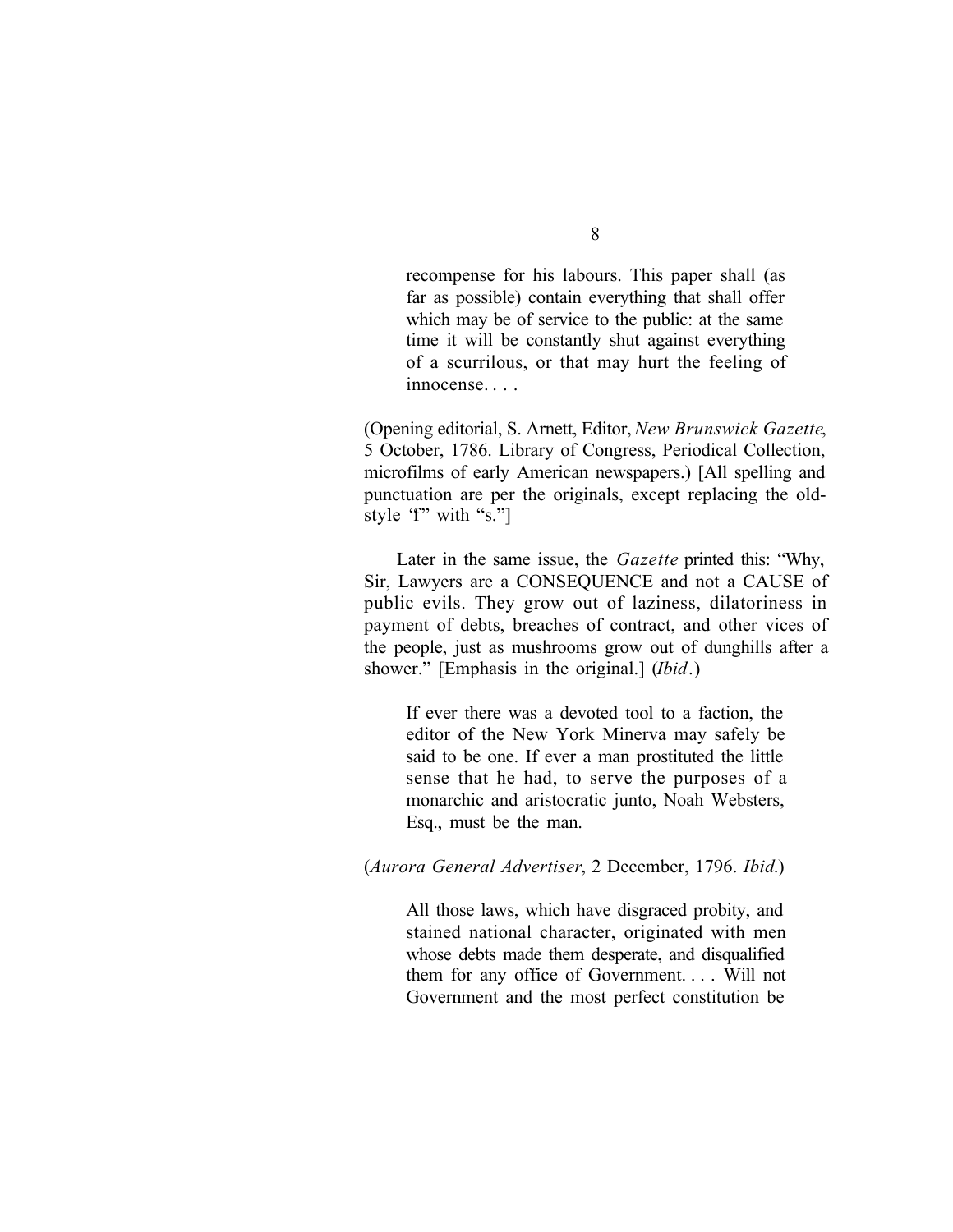> recompense for his labours. This paper shall (as far as possible) contain everything that shall offer which may be of service to the public: at the same time it will be constantly shut against everything of a scurrilous, or that may hurt the feeling of innocense. . . .

(Opening editorial, S. Arnett, Editor, *New Brunswick Gazette*, 5 October, 1786. Library of Congress, Periodical Collection, microfilms of early American newspapers.) [All spelling and punctuation are per the originals, except replacing the old-style 'f' with "s."]

Later in the same issue, the *Gazette* printed this: "Why, Sir, Lawyers are a CONSEQUENCE and not a CAUSE of public evils. They grow out of laziness, dilatoriness in payment of debts, breaches of contract, and other vices of the people, just as mushrooms grow out of dunghills after a shower." [Emphasis in the original.] (*Ibid*.)

> If ever there was a devoted tool to a faction, the editor of the New York Minerva may safely be said to be one. If ever a man prostituted the little sense that he had, to serve the purposes of a monarchic and aristocratic junto, Noah Websters, Esq., must be the man.

(*Aurora General Advertiser*, 2 December, 1796. *Ibid*.)

> All those laws, which have disgraced probity, and stained national character, originated with men whose debts made them desperate, and disqualified them for any office of Government. . . . Will not Government and the most perfect constitution be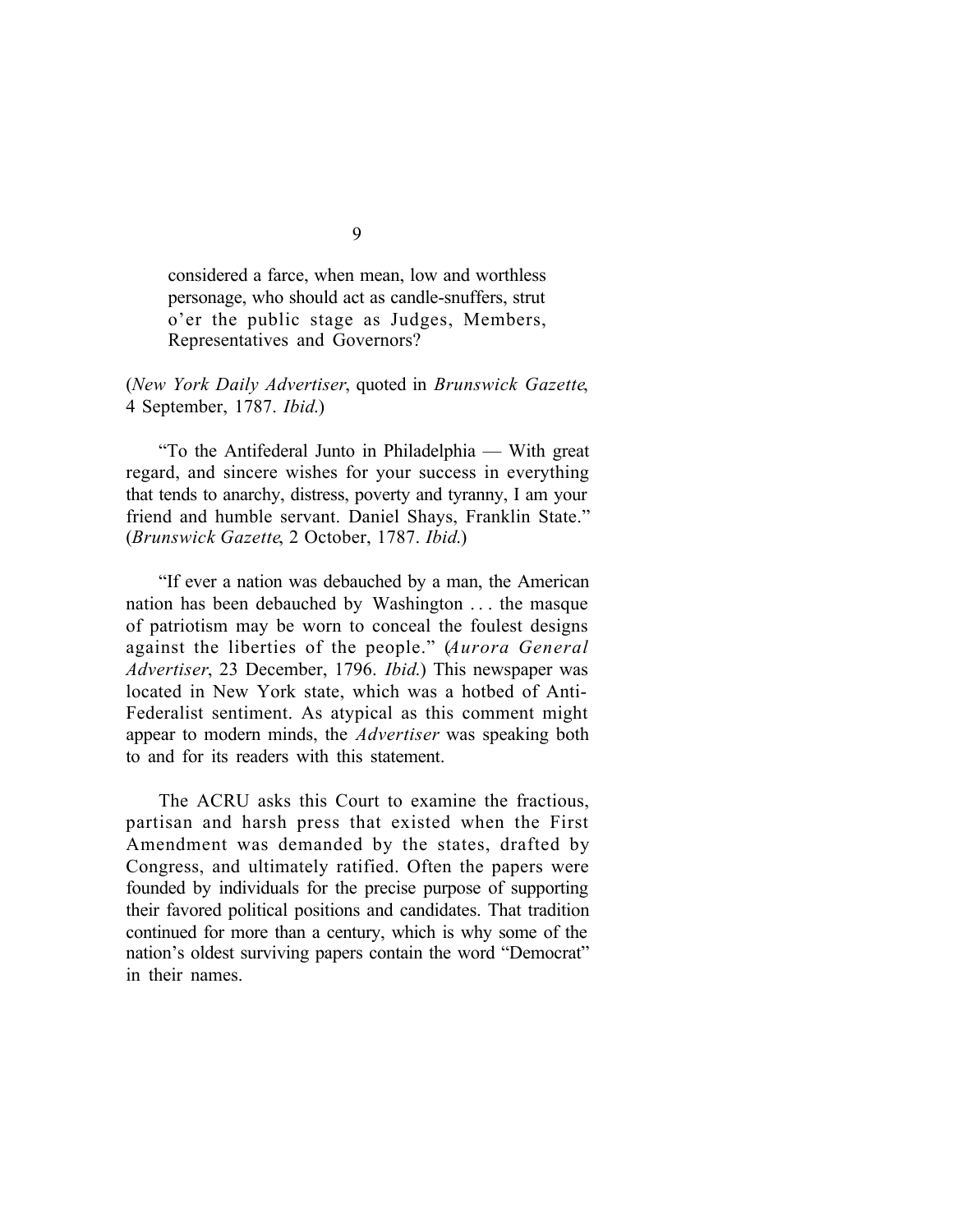> considered a farce, when mean, low and worthless personage, who should act as candle-snuffers, strut o'er the public stage as Judges, Members, Representatives and Governors?

(*New York Daily Advertiser*, quoted in *Brunswick Gazette*, 4 September, 1787. *Ibid.*)

"To the Antifederal Junto in Philadelphia — With great regard, and sincere wishes for your success in everything that tends to anarchy, distress, poverty and tyranny, I am your friend and humble servant. Daniel Shays, Franklin State." (*Brunswick Gazette*, 2 October, 1787. *Ibid.*)

"If ever a nation was debauched by a man, the American nation has been debauched by Washington . . . the masque of patriotism may be worn to conceal the foulest designs against the liberties of the people." (*Aurora General Advertiser*, 23 December, 1796. *Ibid.*) This newspaper was located in New York state, which was a hotbed of Anti-Federalist sentiment. As atypical as this comment might appear to modern minds, the *Advertiser* was speaking both to and for its readers with this statement.

The ACRU asks this Court to examine the fractious, partisan and harsh press that existed when the First Amendment was demanded by the states, drafted by Congress, and ultimately ratified. Often the papers were founded by individuals for the precise purpose of supporting their favored political positions and candidates. That tradition continued for more than a century, which is why some of the nation's oldest surviving papers contain the word "Democrat" in their names.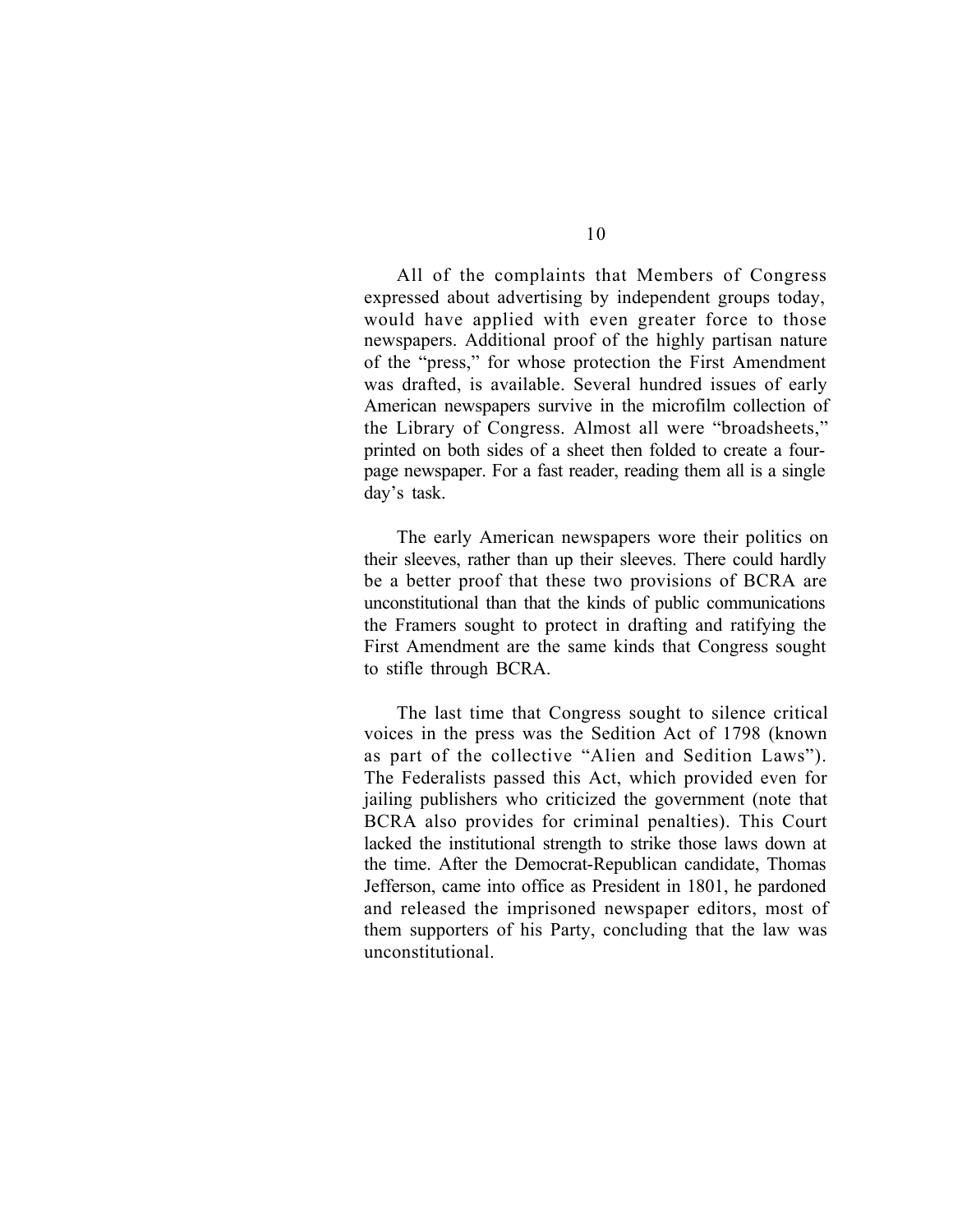All of the complaints that Members of Congress expressed about advertising by independent groups today, would have applied with even greater force to those newspapers. Additional proof of the highly partisan nature of the "press," for whose protection the First Amendment was drafted, is available. Several hundred issues of early American newspapers survive in the microfilm collection of the Library of Congress. Almost all were "broadsheets," printed on both sides of a sheet then folded to create a four-page newspaper. For a fast reader, reading them all is a single day's task.

The early American newspapers wore their politics on their sleeves, rather than up their sleeves. There could hardly be a better proof that these two provisions of BCRA are unconstitutional than that the kinds of public communications the Framers sought to protect in drafting and ratifying the First Amendment are the same kinds that Congress sought to stifle through BCRA.

The last time that Congress sought to silence critical voices in the press was the Sedition Act of 1798 (known as part of the collective "Alien and Sedition Laws"). The Federalists passed this Act, which provided even for jailing publishers who criticized the government (note that BCRA also provides for criminal penalties). This Court lacked the institutional strength to strike those laws down at the time. After the Democrat-Republican candidate, Thomas Jefferson, came into office as President in 1801, he pardoned and released the imprisoned newspaper editors, most of them supporters of his Party, concluding that the law was unconstitutional.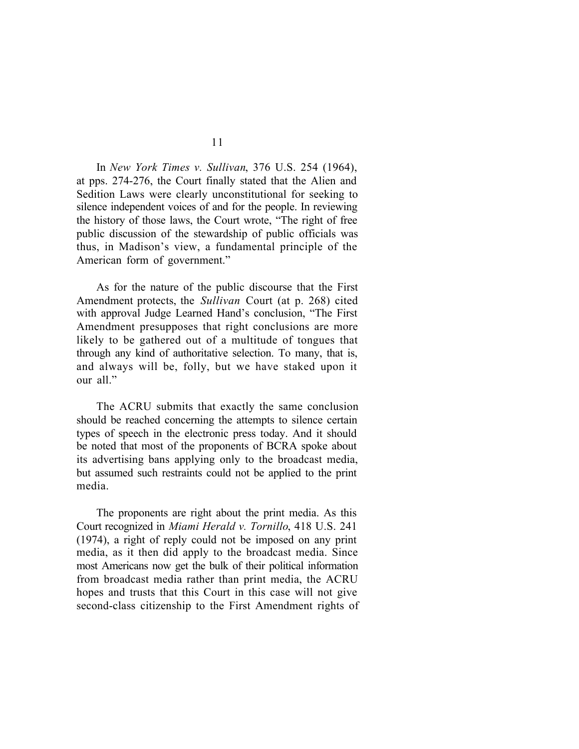In *New York Times v. Sullivan*, 376 U.S. 254 (1964), at pps. 274-276, the Court finally stated that the Alien and Sedition Laws were clearly unconstitutional for seeking to silence independent voices of and for the people. In reviewing the history of those laws, the Court wrote, "The right of free public discussion of the stewardship of public officials was thus, in Madison's view, a fundamental principle of the American form of government."

As for the nature of the public discourse that the First Amendment protects, the *Sullivan* Court (at p. 268) cited with approval Judge Learned Hand's conclusion, "The First Amendment presupposes that right conclusions are more likely to be gathered out of a multitude of tongues that through any kind of authoritative selection. To many, that is, and always will be, folly, but we have staked upon it our all."

The ACRU submits that exactly the same conclusion should be reached concerning the attempts to silence certain types of speech in the electronic press today. And it should be noted that most of the proponents of BCRA spoke about its advertising bans applying only to the broadcast media, but assumed such restraints could not be applied to the print media.

The proponents are right about the print media. As this Court recognized in *Miami Herald v. Tornillo*, 418 U.S. 241 (1974), a right of reply could not be imposed on any print media, as it then did apply to the broadcast media. Since most Americans now get the bulk of their political information from broadcast media rather than print media, the ACRU hopes and trusts that this Court in this case will not give second-class citizenship to the First Amendment rights of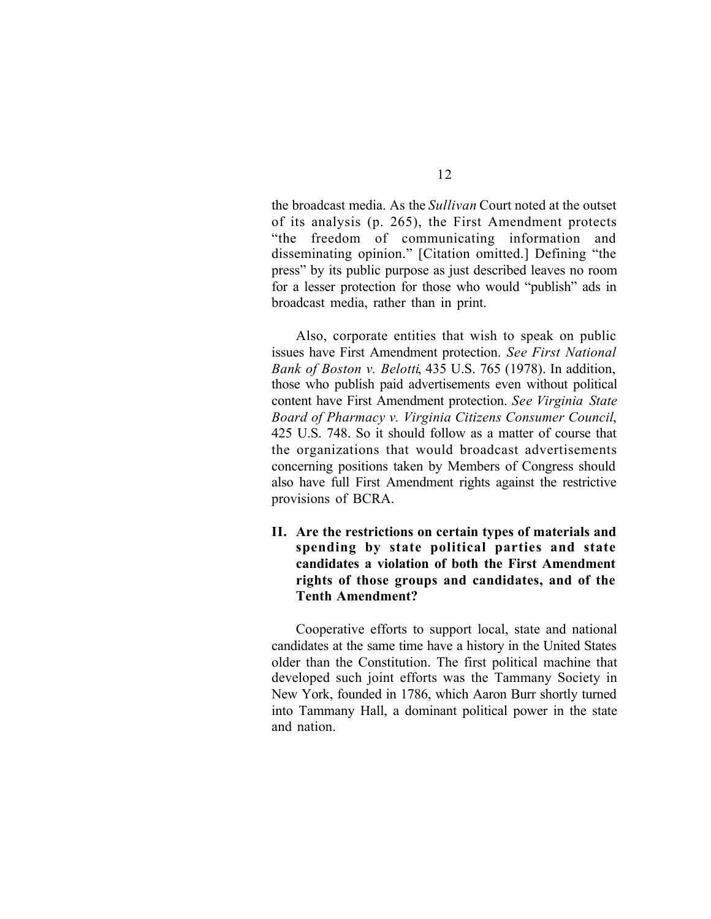the broadcast media. As the *Sullivan* Court noted at the outset of its analysis (p. 265), the First Amendment protects "the freedom of communicating information and disseminating opinion." [Citation omitted.] Defining "the press" by its public purpose as just described leaves no room for a lesser protection for those who would "publish" ads in broadcast media, rather than in print.

Also, corporate entities that wish to speak on public issues have First Amendment protection. *See First National Bank of Boston v. Belotti*, 435 U.S. 765 (1978). In addition, those who publish paid advertisements even without political content have First Amendment protection. *See Virginia State Board of Pharmacy v. Virginia Citizens Consumer Council*, 425 U.S. 748. So it should follow as a matter of course that the organizations that would broadcast advertisements concerning positions taken by Members of Congress should also have full First Amendment rights against the restrictive provisions of BCRA.

## II. Are the restrictions on certain types of materials and spending by state political parties and state candidates a violation of both the First Amendment rights of those groups and candidates, and of the Tenth Amendment?

Cooperative efforts to support local, state and national candidates at the same time have a history in the United States older than the Constitution. The first political machine that developed such joint efforts was the Tammany Society in New York, founded in 1786, which Aaron Burr shortly turned into Tammany Hall, a dominant political power in the state and nation.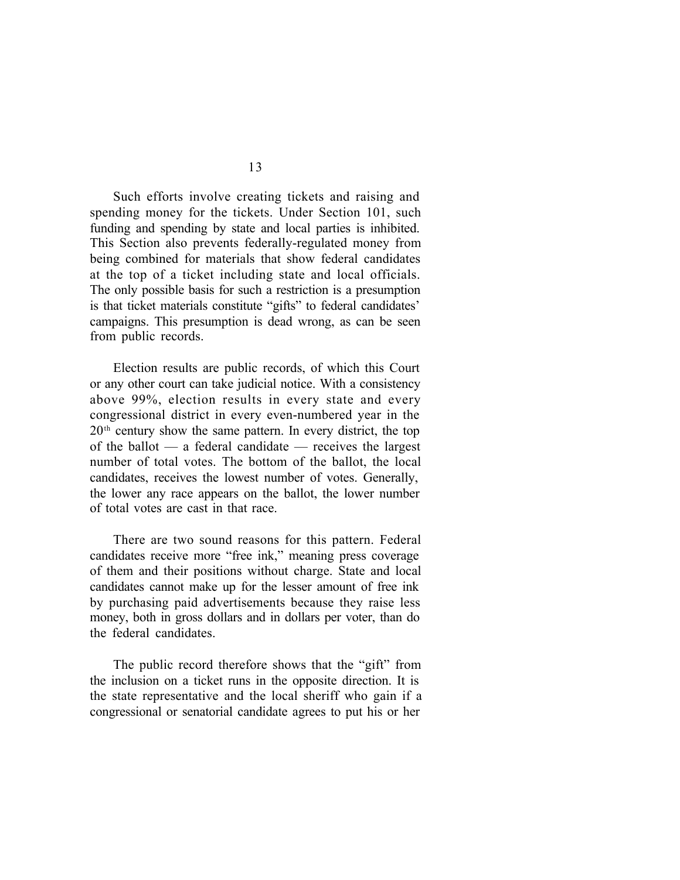Such efforts involve creating tickets and raising and spending money for the tickets. Under Section 101, such funding and spending by state and local parties is inhibited. This Section also prevents federally-regulated money from being combined for materials that show federal candidates at the top of a ticket including state and local officials. The only possible basis for such a restriction is a presumption is that ticket materials constitute "gifts" to federal candidates' campaigns. This presumption is dead wrong, as can be seen from public records.

Election results are public records, of which this Court or any other court can take judicial notice. With a consistency above 99%, election results in every state and every congressional district in every even-numbered year in the 20th century show the same pattern. In every district, the top of the ballot — a federal candidate — receives the largest number of total votes. The bottom of the ballot, the local candidates, receives the lowest number of votes. Generally, the lower any race appears on the ballot, the lower number of total votes are cast in that race.

There are two sound reasons for this pattern. Federal candidates receive more "free ink," meaning press coverage of them and their positions without charge. State and local candidates cannot make up for the lesser amount of free ink by purchasing paid advertisements because they raise less money, both in gross dollars and in dollars per voter, than do the federal candidates.

The public record therefore shows that the "gift" from the inclusion on a ticket runs in the opposite direction. It is the state representative and the local sheriff who gain if a congressional or senatorial candidate agrees to put his or her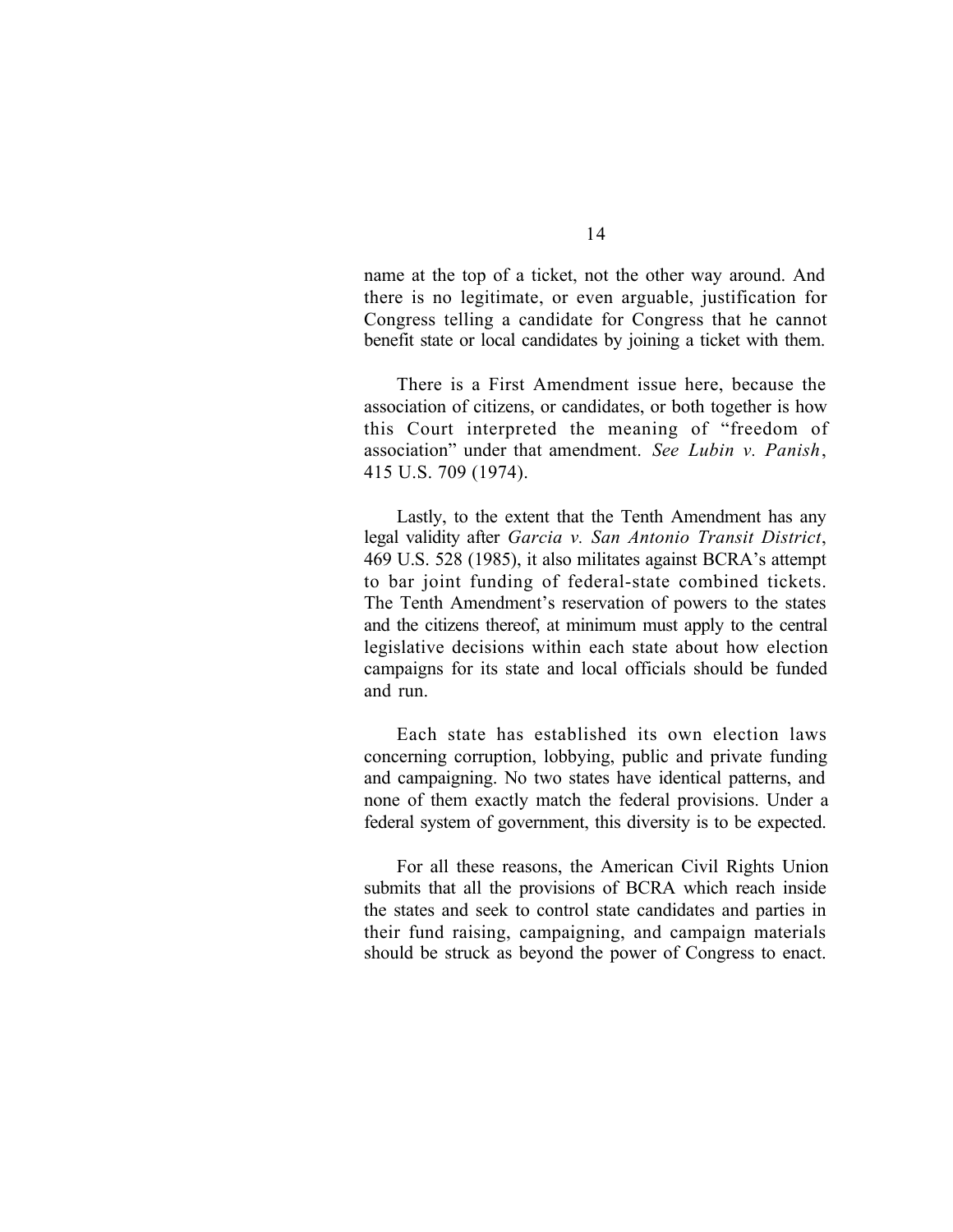name at the top of a ticket, not the other way around. And there is no legitimate, or even arguable, justification for Congress telling a candidate for Congress that he cannot benefit state or local candidates by joining a ticket with them.

There is a First Amendment issue here, because the association of citizens, or candidates, or both together is how this Court interpreted the meaning of "freedom of association" under that amendment. *See Lubin v. Panish*, 415 U.S. 709 (1974).

Lastly, to the extent that the Tenth Amendment has any legal validity after *Garcia v. San Antonio Transit District*, 469 U.S. 528 (1985), it also militates against BCRA's attempt to bar joint funding of federal-state combined tickets. The Tenth Amendment's reservation of powers to the states and the citizens thereof, at minimum must apply to the central legislative decisions within each state about how election campaigns for its state and local officials should be funded and run.

Each state has established its own election laws concerning corruption, lobbying, public and private funding and campaigning. No two states have identical patterns, and none of them exactly match the federal provisions. Under a federal system of government, this diversity is to be expected.

For all these reasons, the American Civil Rights Union submits that all the provisions of BCRA which reach inside the states and seek to control state candidates and parties in their fund raising, campaigning, and campaign materials should be struck as beyond the power of Congress to enact.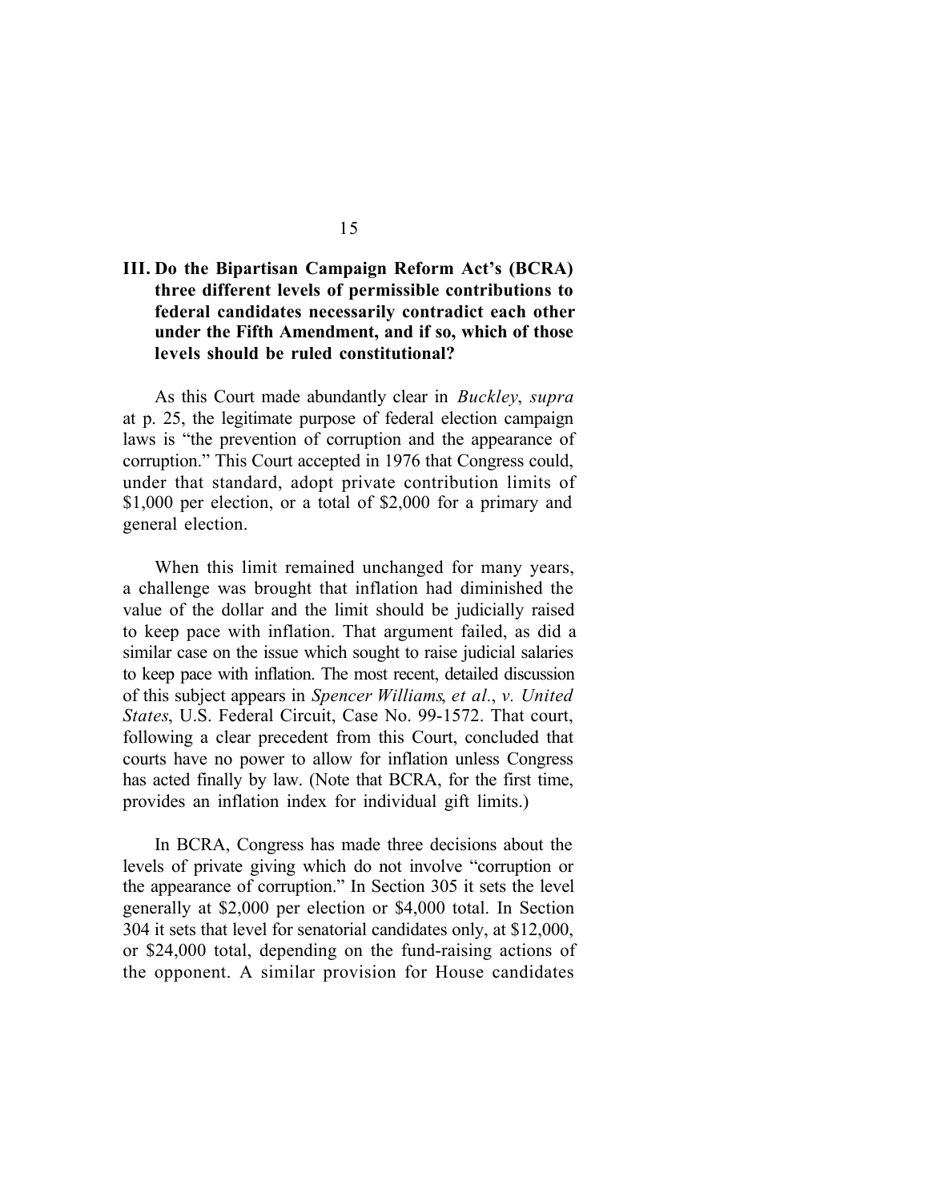### III. Do the Bipartisan Campaign Reform Act's (BCRA) three different levels of permissible contributions to federal candidates necessarily contradict each other under the Fifth Amendment, and if so, which of those levels should be ruled constitutional?

As this Court made abundantly clear in *Buckley*, *supra* at p. 25, the legitimate purpose of federal election campaign laws is "the prevention of corruption and the appearance of corruption." This Court accepted in 1976 that Congress could, under that standard, adopt private contribution limits of $1,000 per election, or a total of $2,000 for a primary and general election.

When this limit remained unchanged for many years, a challenge was brought that inflation had diminished the value of the dollar and the limit should be judicially raised to keep pace with inflation. That argument failed, as did a similar case on the issue which sought to raise judicial salaries to keep pace with inflation. The most recent, detailed discussion of this subject appears in *Spencer Williams*, *et al*., *v. United States*, U.S. Federal Circuit, Case No. 99-1572. That court, following a clear precedent from this Court, concluded that courts have no power to allow for inflation unless Congress has acted finally by law. (Note that BCRA, for the first time, provides an inflation index for individual gift limits.)

In BCRA, Congress has made three decisions about the levels of private giving which do not involve "corruption or the appearance of corruption." In Section 305 it sets the level generally at $2,000 per election or $4,000 total. In Section 304 it sets that level for senatorial candidates only, at $12,000, or $24,000 total, depending on the fund-raising actions of the opponent. A similar provision for House candidates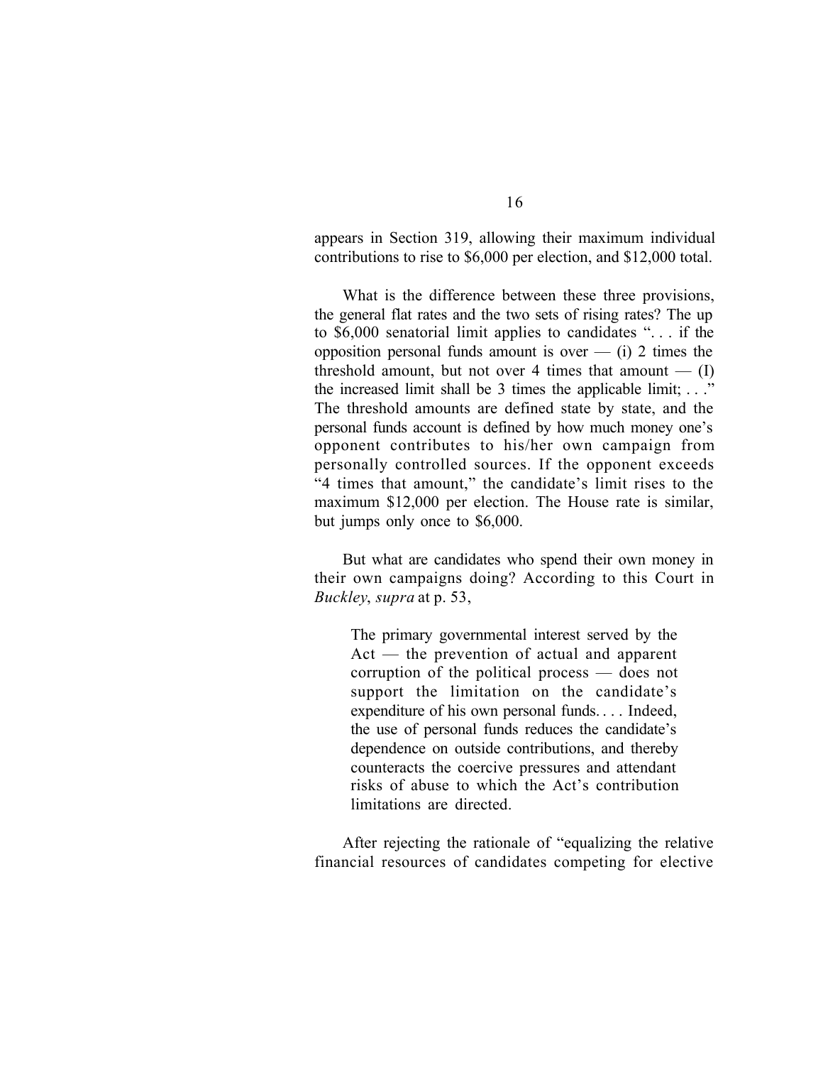appears in Section 319, allowing their maximum individual contributions to rise to $6,000 per election, and $12,000 total.

What is the difference between these three provisions, the general flat rates and the two sets of rising rates? The up to $6,000 senatorial limit applies to candidates ". . . if the opposition personal funds amount is over — (i) 2 times the threshold amount, but not over 4 times that amount — (I) the increased limit shall be 3 times the applicable limit; . . ." The threshold amounts are defined state by state, and the personal funds account is defined by how much money one's opponent contributes to his/her own campaign from personally controlled sources. If the opponent exceeds "4 times that amount," the candidate's limit rises to the maximum $12,000 per election. The House rate is similar, but jumps only once to $6,000.

But what are candidates who spend their own money in their own campaigns doing? According to this Court in *Buckley*, *supra* at p. 53,

> The primary governmental interest served by the Act — the prevention of actual and apparent corruption of the political process — does not support the limitation on the candidate's expenditure of his own personal funds. . . . Indeed, the use of personal funds reduces the candidate's dependence on outside contributions, and thereby counteracts the coercive pressures and attendant risks of abuse to which the Act's contribution limitations are directed.

After rejecting the rationale of "equalizing the relative financial resources of candidates competing for elective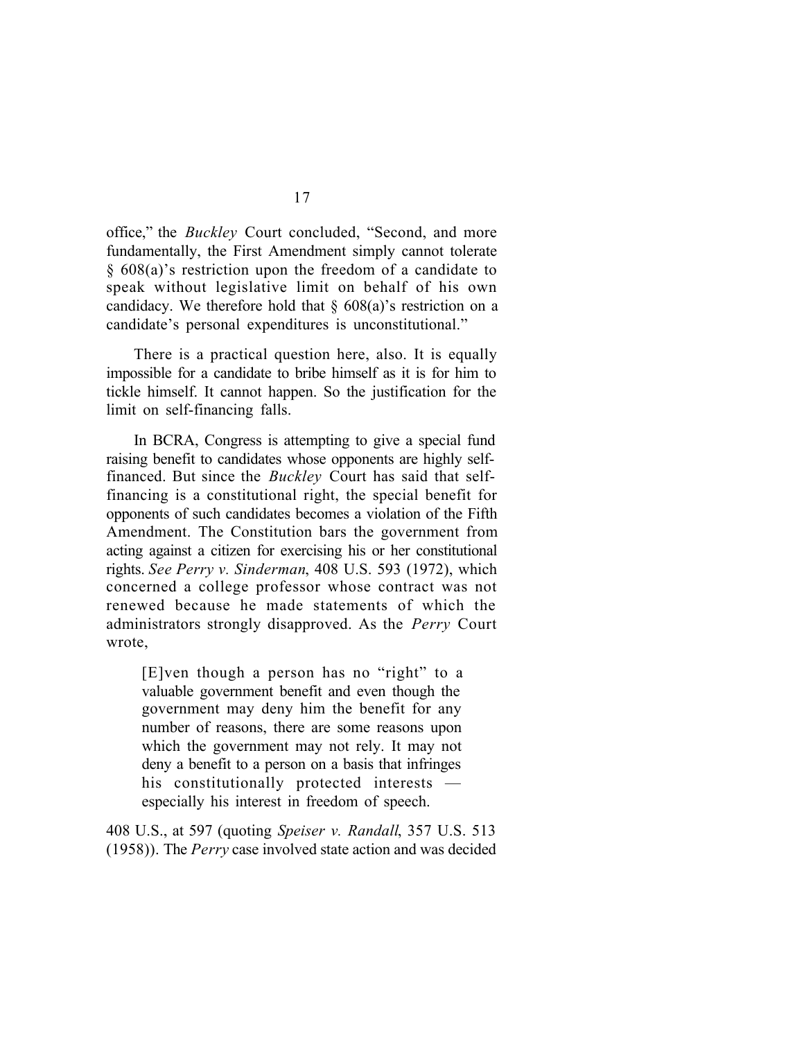office," the *Buckley* Court concluded, "Second, and more fundamentally, the First Amendment simply cannot tolerate § 608(a)'s restriction upon the freedom of a candidate to speak without legislative limit on behalf of his own candidacy. We therefore hold that § 608(a)'s restriction on a candidate's personal expenditures is unconstitutional."

There is a practical question here, also. It is equally impossible for a candidate to bribe himself as it is for him to tickle himself. It cannot happen. So the justification for the limit on self-financing falls.

In BCRA, Congress is attempting to give a special fund raising benefit to candidates whose opponents are highly self-financed. But since the *Buckley* Court has said that self-financing is a constitutional right, the special benefit for opponents of such candidates becomes a violation of the Fifth Amendment. The Constitution bars the government from acting against a citizen for exercising his or her constitutional rights. *See Perry v. Sinderman*, 408 U.S. 593 (1972), which concerned a college professor whose contract was not renewed because he made statements of which the administrators strongly disapproved. As the *Perry* Court wrote,

> [E]ven though a person has no "right" to a valuable government benefit and even though the government may deny him the benefit for any number of reasons, there are some reasons upon which the government may not rely. It may not deny a benefit to a person on a basis that infringes his constitutionally protected interests — especially his interest in freedom of speech.

408 U.S., at 597 (quoting *Speiser v. Randall*, 357 U.S. 513 (1958)). The *Perry* case involved state action and was decided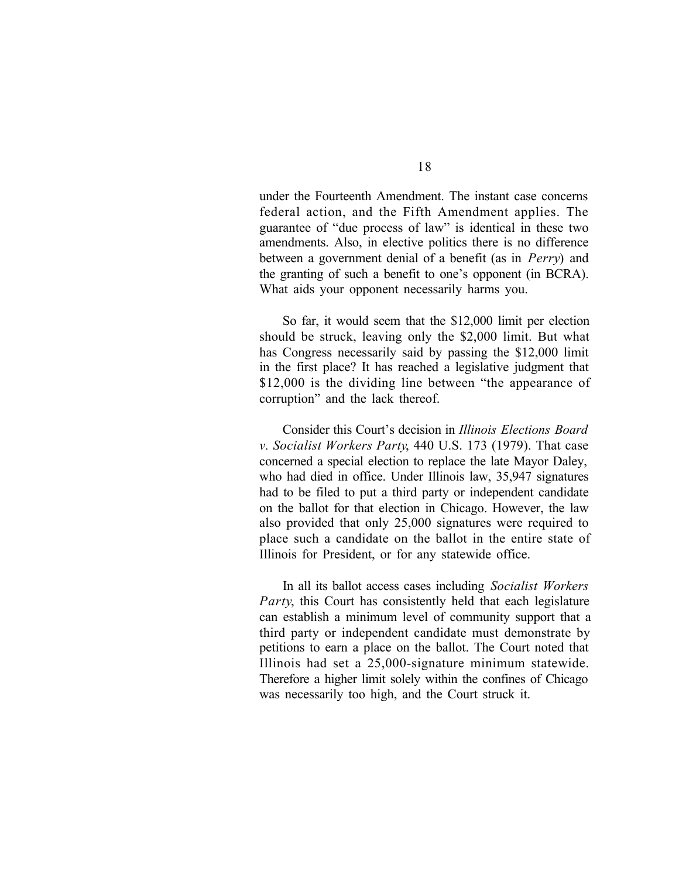under the Fourteenth Amendment. The instant case concerns federal action, and the Fifth Amendment applies. The guarantee of "due process of law" is identical in these two amendments. Also, in elective politics there is no difference between a government denial of a benefit (as in *Perry*) and the granting of such a benefit to one's opponent (in BCRA). What aids your opponent necessarily harms you.

So far, it would seem that the $12,000 limit per election should be struck, leaving only the $2,000 limit. But what has Congress necessarily said by passing the $12,000 limit in the first place? It has reached a legislative judgment that $12,000 is the dividing line between "the appearance of corruption" and the lack thereof.

Consider this Court's decision in *Illinois Elections Board v. Socialist Workers Party*, 440 U.S. 173 (1979). That case concerned a special election to replace the late Mayor Daley, who had died in office. Under Illinois law, 35,947 signatures had to be filed to put a third party or independent candidate on the ballot for that election in Chicago. However, the law also provided that only 25,000 signatures were required to place such a candidate on the ballot in the entire state of Illinois for President, or for any statewide office.

In all its ballot access cases including *Socialist Workers Party*, this Court has consistently held that each legislature can establish a minimum level of community support that a third party or independent candidate must demonstrate by petitions to earn a place on the ballot. The Court noted that Illinois had set a 25,000-signature minimum statewide. Therefore a higher limit solely within the confines of Chicago was necessarily too high, and the Court struck it.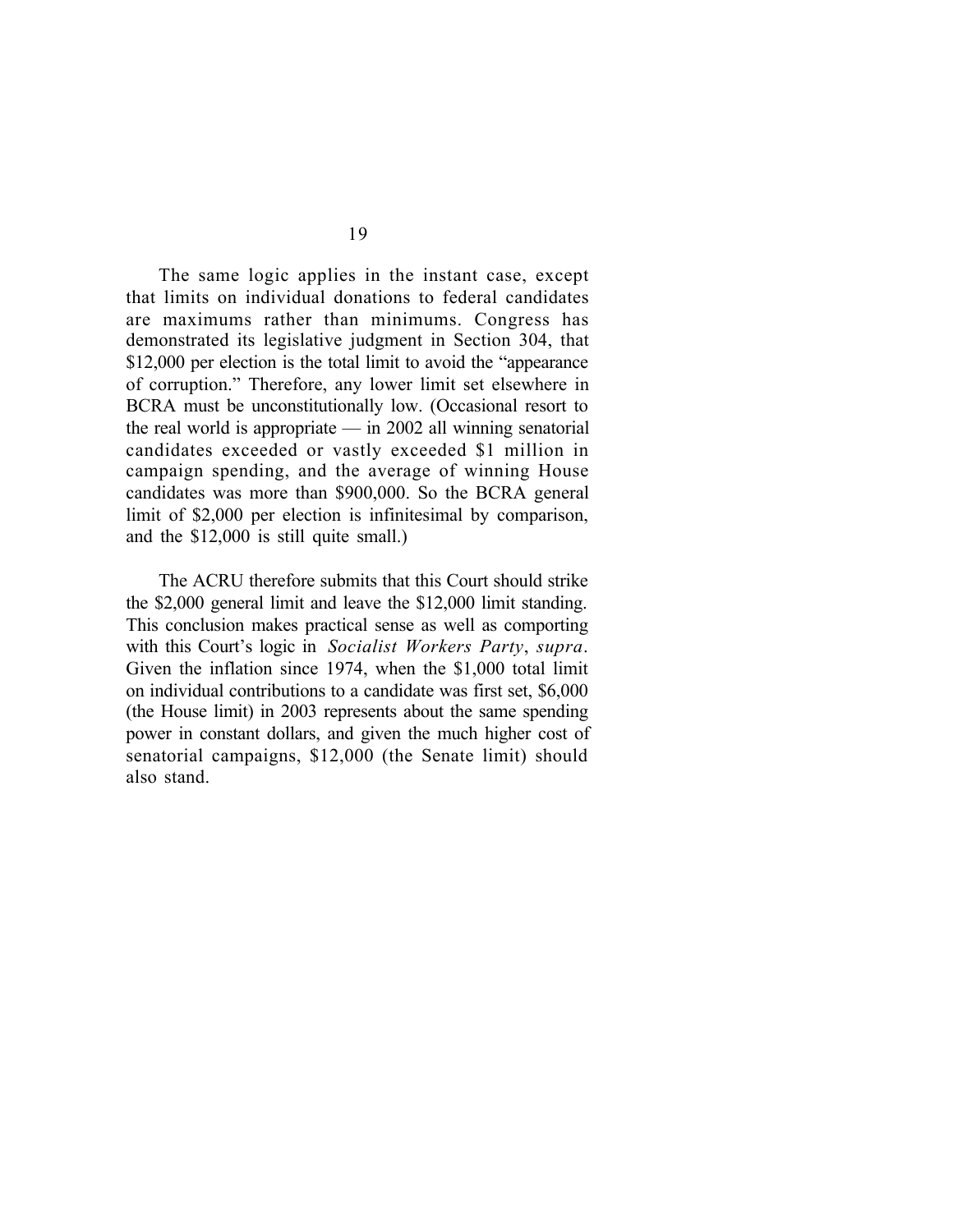The same logic applies in the instant case, except that limits on individual donations to federal candidates are maximums rather than minimums. Congress has demonstrated its legislative judgment in Section 304, that $12,000 per election is the total limit to avoid the "appearance of corruption." Therefore, any lower limit set elsewhere in BCRA must be unconstitutionally low. (Occasional resort to the real world is appropriate — in 2002 all winning senatorial candidates exceeded or vastly exceeded $1 million in campaign spending, and the average of winning House candidates was more than $900,000. So the BCRA general limit of $2,000 per election is infinitesimal by comparison, and the $12,000 is still quite small.)

The ACRU therefore submits that this Court should strike the $2,000 general limit and leave the $12,000 limit standing. This conclusion makes practical sense as well as comporting with this Court's logic in *Socialist Workers Party*, *supra*. Given the inflation since 1974, when the $1,000 total limit on individual contributions to a candidate was first set, $6,000 (the House limit) in 2003 represents about the same spending power in constant dollars, and given the much higher cost of senatorial campaigns, $12,000 (the Senate limit) should also stand.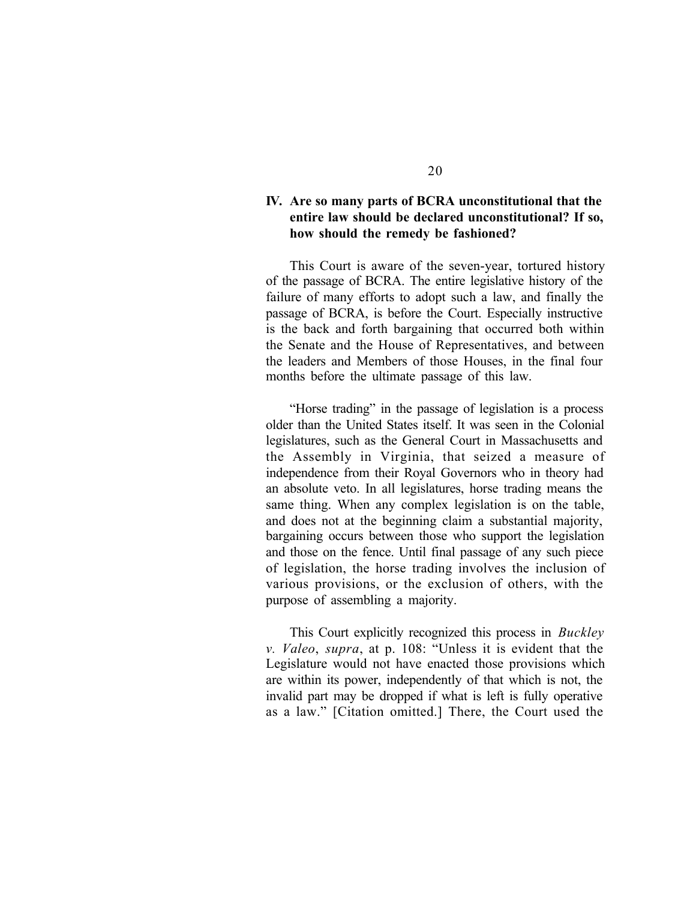## IV. Are so many parts of BCRA unconstitutional that the entire law should be declared unconstitutional? If so, how should the remedy be fashioned?

This Court is aware of the seven-year, tortured history of the passage of BCRA. The entire legislative history of the failure of many efforts to adopt such a law, and finally the passage of BCRA, is before the Court. Especially instructive is the back and forth bargaining that occurred both within the Senate and the House of Representatives, and between the leaders and Members of those Houses, in the final four months before the ultimate passage of this law.

"Horse trading" in the passage of legislation is a process older than the United States itself. It was seen in the Colonial legislatures, such as the General Court in Massachusetts and the Assembly in Virginia, that seized a measure of independence from their Royal Governors who in theory had an absolute veto. In all legislatures, horse trading means the same thing. When any complex legislation is on the table, and does not at the beginning claim a substantial majority, bargaining occurs between those who support the legislation and those on the fence. Until final passage of any such piece of legislation, the horse trading involves the inclusion of various provisions, or the exclusion of others, with the purpose of assembling a majority.

This Court explicitly recognized this process in *Buckley v. Valeo*, *supra*, at p. 108: "Unless it is evident that the Legislature would not have enacted those provisions which are within its power, independently of that which is not, the invalid part may be dropped if what is left is fully operative as a law." [Citation omitted.] There, the Court used the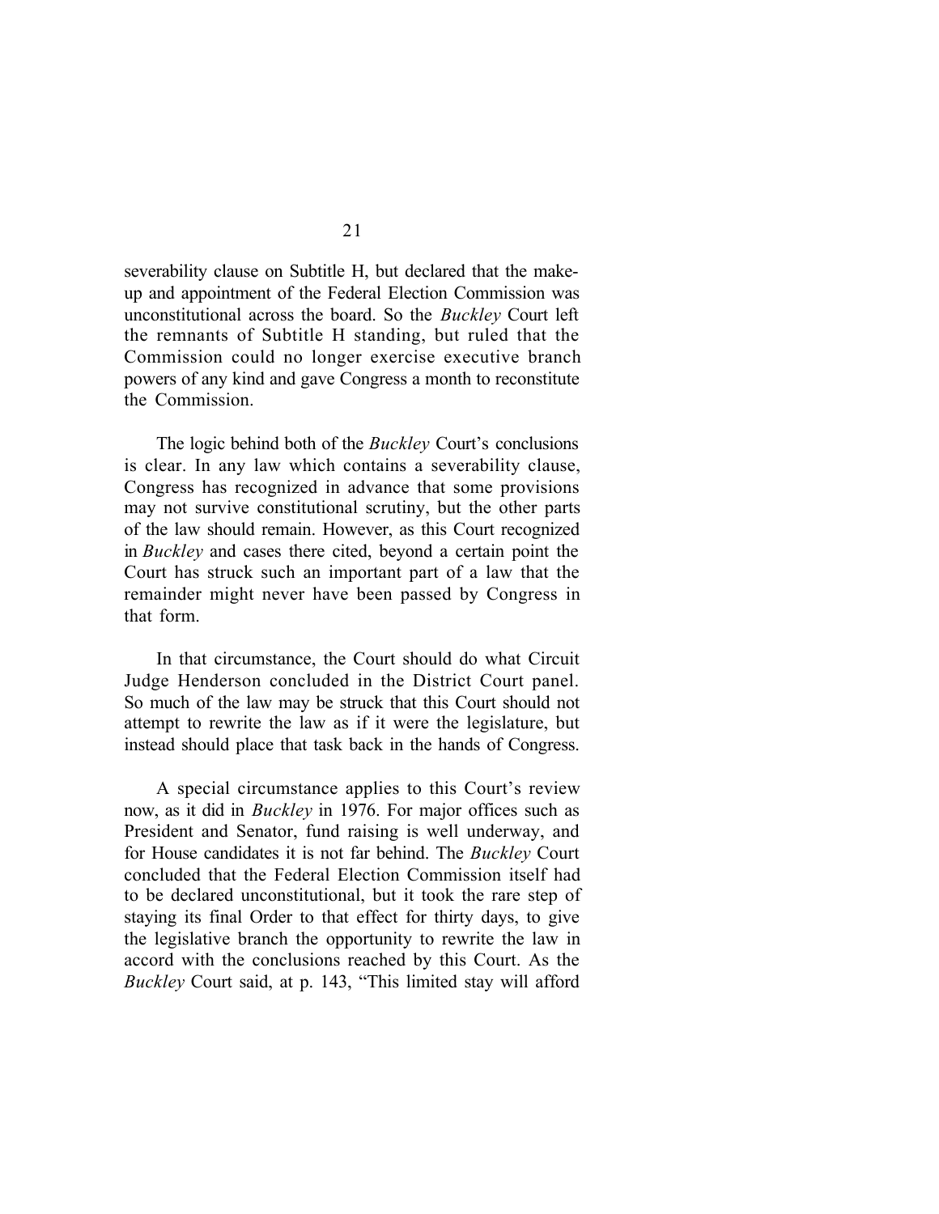severability clause on Subtitle H, but declared that the make-up and appointment of the Federal Election Commission was unconstitutional across the board. So the *Buckley* Court left the remnants of Subtitle H standing, but ruled that the Commission could no longer exercise executive branch powers of any kind and gave Congress a month to reconstitute the Commission.

The logic behind both of the *Buckley* Court's conclusions is clear. In any law which contains a severability clause, Congress has recognized in advance that some provisions may not survive constitutional scrutiny, but the other parts of the law should remain. However, as this Court recognized in *Buckley* and cases there cited, beyond a certain point the Court has struck such an important part of a law that the remainder might never have been passed by Congress in that form.

In that circumstance, the Court should do what Circuit Judge Henderson concluded in the District Court panel. So much of the law may be struck that this Court should not attempt to rewrite the law as if it were the legislature, but instead should place that task back in the hands of Congress.

A special circumstance applies to this Court's review now, as it did in *Buckley* in 1976. For major offices such as President and Senator, fund raising is well underway, and for House candidates it is not far behind. The *Buckley* Court concluded that the Federal Election Commission itself had to be declared unconstitutional, but it took the rare step of staying its final Order to that effect for thirty days, to give the legislative branch the opportunity to rewrite the law in accord with the conclusions reached by this Court. As the *Buckley* Court said, at p. 143, "This limited stay will afford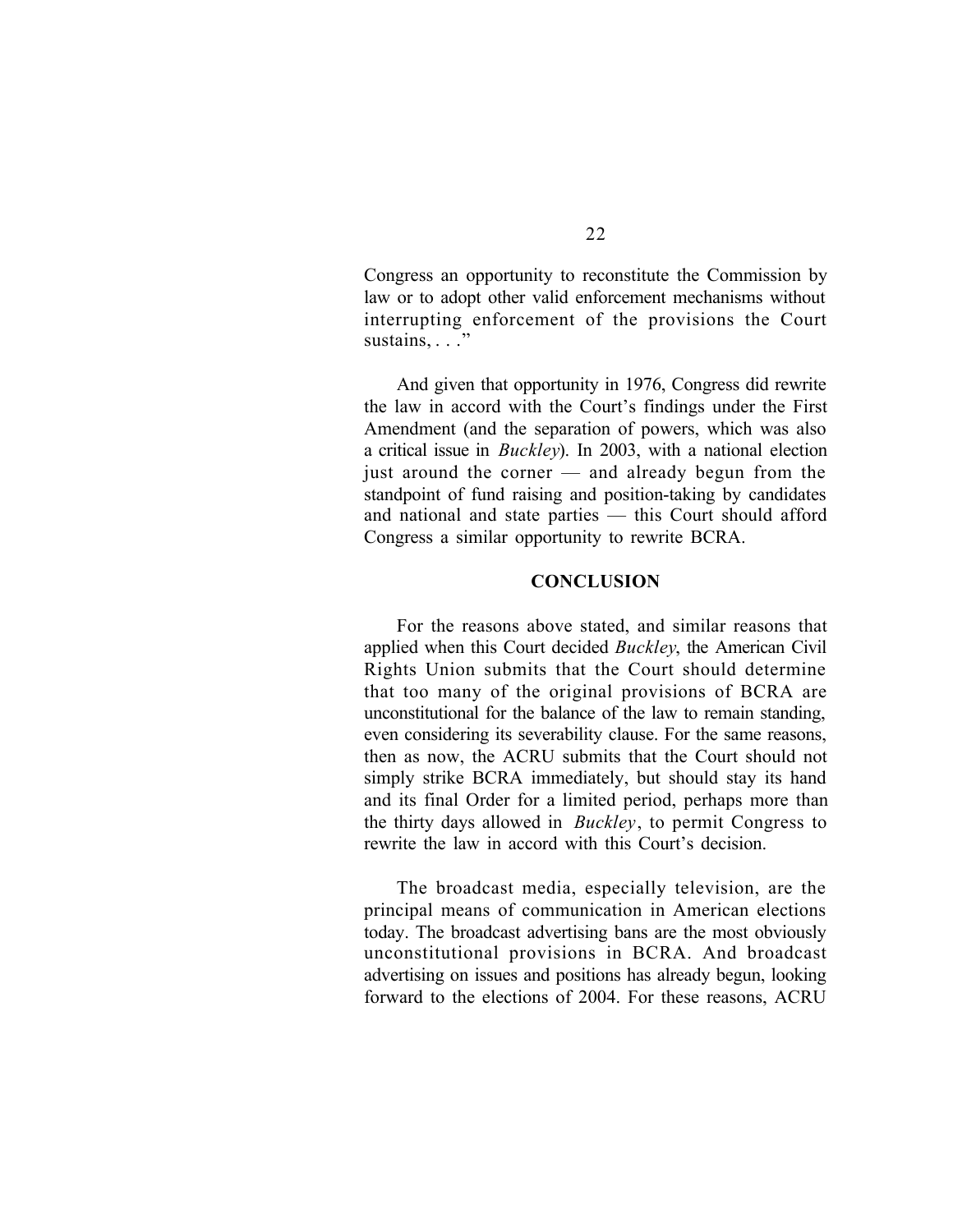Congress an opportunity to reconstitute the Commission by law or to adopt other valid enforcement mechanisms without interrupting enforcement of the provisions the Court sustains, . . ."

And given that opportunity in 1976, Congress did rewrite the law in accord with the Court's findings under the First Amendment (and the separation of powers, which was also a critical issue in *Buckley*). In 2003, with a national election just around the corner — and already begun from the standpoint of fund raising and position-taking by candidates and national and state parties — this Court should afford Congress a similar opportunity to rewrite BCRA.

## CONCLUSION

For the reasons above stated, and similar reasons that applied when this Court decided *Buckley*, the American Civil Rights Union submits that the Court should determine that too many of the original provisions of BCRA are unconstitutional for the balance of the law to remain standing, even considering its severability clause. For the same reasons, then as now, the ACRU submits that the Court should not simply strike BCRA immediately, but should stay its hand and its final Order for a limited period, perhaps more than the thirty days allowed in *Buckley*, to permit Congress to rewrite the law in accord with this Court's decision.

The broadcast media, especially television, are the principal means of communication in American elections today. The broadcast advertising bans are the most obviously unconstitutional provisions in BCRA. And broadcast advertising on issues and positions has already begun, looking forward to the elections of 2004. For these reasons, ACRU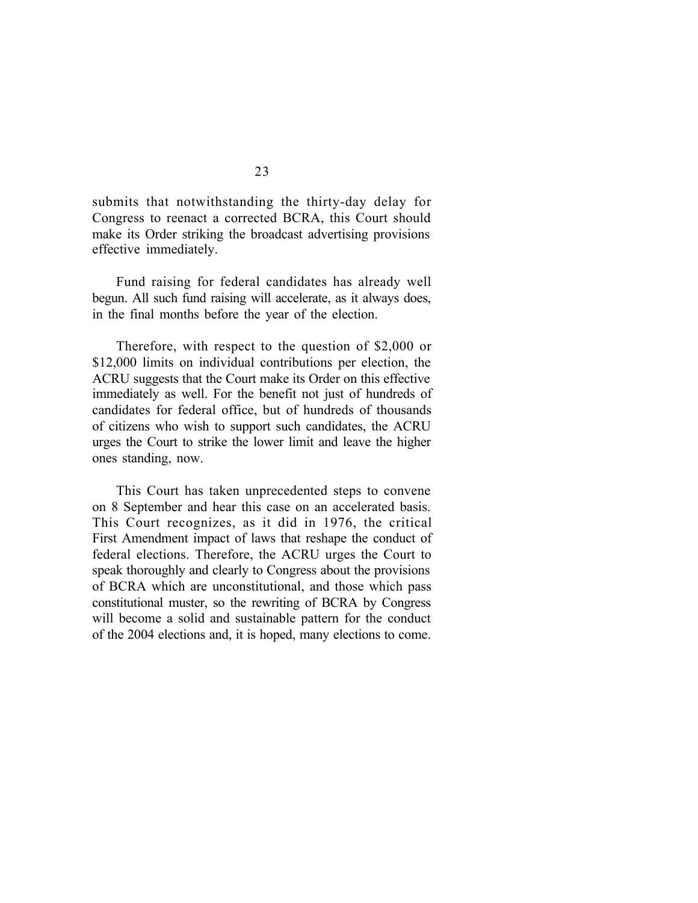submits that notwithstanding the thirty-day delay for Congress to reenact a corrected BCRA, this Court should make its Order striking the broadcast advertising provisions effective immediately.

Fund raising for federal candidates has already well begun. All such fund raising will accelerate, as it always does, in the final months before the year of the election.

Therefore, with respect to the question of $2,000 or $12,000 limits on individual contributions per election, the ACRU suggests that the Court make its Order on this effective immediately as well. For the benefit not just of hundreds of candidates for federal office, but of hundreds of thousands of citizens who wish to support such candidates, the ACRU urges the Court to strike the lower limit and leave the higher ones standing, now.

This Court has taken unprecedented steps to convene on 8 September and hear this case on an accelerated basis. This Court recognizes, as it did in 1976, the critical First Amendment impact of laws that reshape the conduct of federal elections. Therefore, the ACRU urges the Court to speak thoroughly and clearly to Congress about the provisions of BCRA which are unconstitutional, and those which pass constitutional muster, so the rewriting of BCRA by Congress will become a solid and sustainable pattern for the conduct of the 2004 elections and, it is hoped, many elections to come.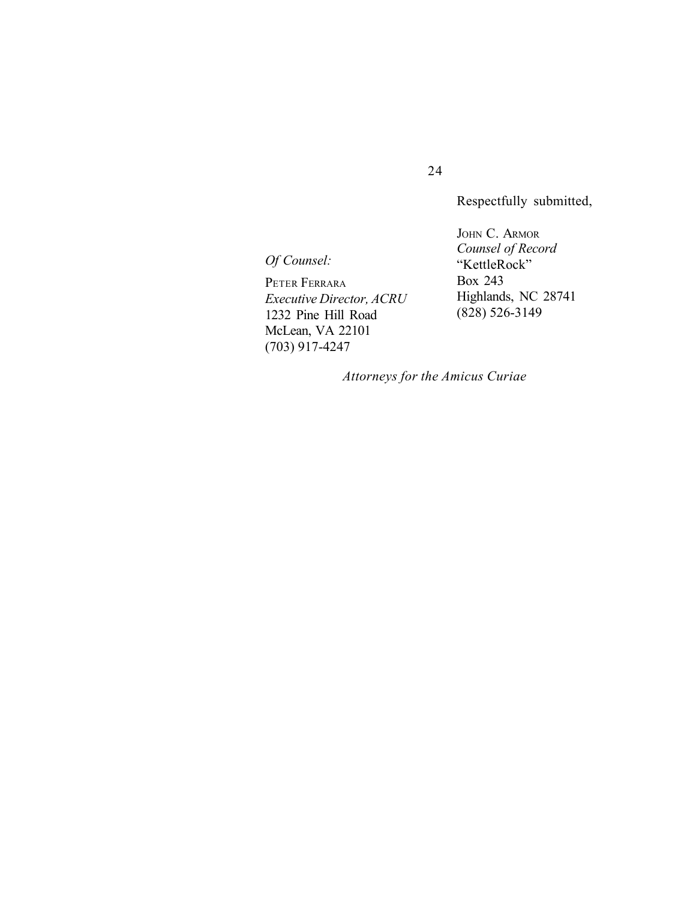Respectfully submitted,

John C. Armor
*Counsel of Record*
"KettleRock"
Box 243
Highlands, NC 28741
(828) 526-3149

*Of Counsel:*

Peter Ferrara
*Executive Director, ACRU*
1232 Pine Hill Road
McLean, VA 22101
(703) 917-4247

*Attorneys for the Amicus Curiae*